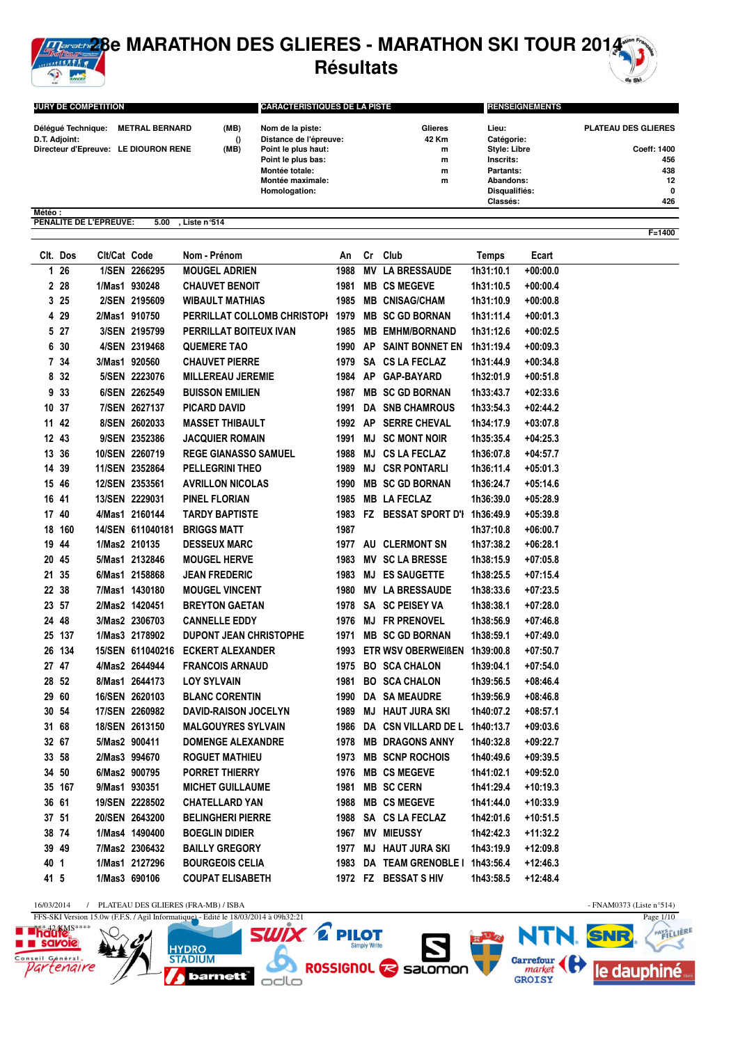# 28e MARATHON DES GLIERES - MARATHON SKI TOUR 2014

## Résultats

| JURY DE COMPETITION | | | CARACTERISTIQUES DE LA PISTE | | RENSEIGNEMENTS | |
|---|---|---|---|---|---|---|
| Délégué Technique: | METRAL BERNARD | (MB) | Nom de la piste: | Glieres | Lieu: | PLATEAU DES GLIERES |
| D.T. Adjoint: | | () | Distance de l'épreuve: | 42 Km | Catégorie: | |
| Directeur d'Epreuve: | LE DIOURON RENE | (MB) | Point le plus haut: | m | Style: Libre | Coeff: 1400 |
| | | | Point le plus bas: | m | Inscrits: | 456 |
| | | | Montée totale: | m | Partants: | 438 |
| | | | Montée maximale: | m | Abandons: | 12 |
| | | | Homologation: | | Disqualifiés: | 0 |
| | | | | | Classés: | 426 |

Météo :

PENALITE DE L'EPREUVE: 5.00 , Liste n°514

F=1400

| Clt. | Dos | Clt/Cat | Code | Nom - Prénom | An | Cr | Club | Temps | Ecart |
|---|---|---|---|---|---|---|---|---|---|
| 1 | 26 | 1/SEN | 2266295 | MOUGEL ADRIEN | 1988 | MV | LA BRESSAUDE | 1h31:10.1 | +00:00.0 |
| 2 | 28 | 1/Mas1 | 930248 | CHAUVET BENOIT | 1981 | MB | CS MEGEVE | 1h31:10.5 | +00:00.4 |
| 3 | 25 | 2/SEN | 2195609 | WIBAULT MATHIAS | 1985 | MB | CNISAG/CHAM | 1h31:10.9 | +00:00.8 |
| 4 | 29 | 2/Mas1 | 910750 | PERRILLAT COLLOMB CHRISTOPI | 1979 | MB | SC GD BORNAN | 1h31:11.4 | +00:01.3 |
| 5 | 27 | 3/SEN | 2195799 | PERRILLAT BOITEUX IVAN | 1985 | MB | EMHM/BORNAND | 1h31:12.6 | +00:02.5 |
| 6 | 30 | 4/SEN | 2319468 | QUEMERE TAO | 1990 | AP | SAINT BONNET EN | 1h31:19.4 | +00:09.3 |
| 7 | 34 | 3/Mas1 | 920560 | CHAUVET PIERRE | 1979 | SA | CS LA FECLAZ | 1h31:44.9 | +00:34.8 |
| 8 | 32 | 5/SEN | 2223076 | MILLEREAU JEREMIE | 1984 | AP | GAP-BAYARD | 1h32:01.9 | +00:51.8 |
| 9 | 33 | 6/SEN | 2262549 | BUISSON EMILIEN | 1987 | MB | SC GD BORNAN | 1h33:43.7 | +02:33.6 |
| 10 | 37 | 7/SEN | 2627137 | PICARD DAVID | 1991 | DA | SNB CHAMROUS | 1h33:54.3 | +02:44.2 |
| 11 | 42 | 8/SEN | 2602033 | MASSET THIBAULT | 1992 | AP | SERRE CHEVAL | 1h34:17.9 | +03:07.8 |
| 12 | 43 | 9/SEN | 2352386 | JACQUIER ROMAIN | 1991 | MJ | SC MONT NOIR | 1h35:35.4 | +04:25.3 |
| 13 | 36 | 10/SEN | 2260719 | REGE GIANASSO SAMUEL | 1988 | MJ | CS LA FECLAZ | 1h36:07.8 | +04:57.7 |
| 14 | 39 | 11/SEN | 2352864 | PELLEGRINI THEO | 1989 | MJ | CSR PONTARLI | 1h36:11.4 | +05:01.3 |
| 15 | 46 | 12/SEN | 2353561 | AVRILLON NICOLAS | 1990 | MB | SC GD BORNAN | 1h36:24.7 | +05:14.6 |
| 16 | 41 | 13/SEN | 2229031 | PINEL FLORIAN | 1985 | MB | LA FECLAZ | 1h36:39.0 | +05:28.9 |
| 17 | 40 | 4/Mas1 | 2160144 | TARDY BAPTISTE | 1983 | FZ | BESSAT SPORT D'I | 1h36:49.9 | +05:39.8 |
| 18 | 160 | 14/SEN | 611040181 | BRIGGS MATT | 1987 | | | 1h37:10.8 | +06:00.7 |
| 19 | 44 | 1/Mas2 | 210135 | DESSEUX MARC | 1977 | AU | CLERMONT SN | 1h37:38.2 | +06:28.1 |
| 20 | 45 | 5/Mas1 | 2132846 | MOUGEL HERVE | 1983 | MV | SC LA BRESSE | 1h38:15.9 | +07:05.8 |
| 21 | 35 | 6/Mas1 | 2158868 | JEAN FREDERIC | 1983 | MJ | ES SAUGETTE | 1h38:25.5 | +07:15.4 |
| 22 | 38 | 7/Mas1 | 1430180 | MOUGEL VINCENT | 1980 | MV | LA BRESSAUDE | 1h38:33.6 | +07:23.5 |
| 23 | 57 | 2/Mas2 | 1420451 | BREYTON GAETAN | 1978 | SA | SC PEISEY VA | 1h38:38.1 | +07:28.0 |
| 24 | 48 | 3/Mas2 | 2306703 | CANNELLE EDDY | 1976 | MJ | FR PRENOVEL | 1h38:56.9 | +07:46.8 |
| 25 | 137 | 1/Mas3 | 2178902 | DUPONT JEAN CHRISTOPHE | 1971 | MB | SC GD BORNAN | 1h38:59.1 | +07:49.0 |
| 26 | 134 | 15/SEN | 611040216 | ECKERT ALEXANDER | 1993 | ETR | WSV OBERWEIßEN | 1h39:00.8 | +07:50.7 |
| 27 | 47 | 4/Mas2 | 2644944 | FRANCOIS ARNAUD | 1975 | BO | SCA CHALON | 1h39:04.1 | +07:54.0 |
| 28 | 52 | 8/Mas1 | 2644173 | LOY SYLVAIN | 1981 | BO | SCA CHALON | 1h39:56.5 | +08:46.4 |
| 29 | 60 | 16/SEN | 2620103 | BLANC CORENTIN | 1990 | DA | SA MEAUDRE | 1h39:56.9 | +08:46.8 |
| 30 | 54 | 17/SEN | 2260982 | DAVID-RAISON JOCELYN | 1989 | MJ | HAUT JURA SKI | 1h40:07.2 | +08:57.1 |
| 31 | 68 | 18/SEN | 2613150 | MALGOUYRES SYLVAIN | 1986 | DA | CSN VILLARD DE L | 1h40:13.7 | +09:03.6 |
| 32 | 67 | 5/Mas2 | 900411 | DOMENGE ALEXANDRE | 1978 | MB | DRAGONS ANNY | 1h40:32.8 | +09:22.7 |
| 33 | 58 | 2/Mas3 | 994670 | ROGUET MATHIEU | 1973 | MB | SCNP ROCHOIS | 1h40:49.6 | +09:39.5 |
| 34 | 50 | 6/Mas2 | 900795 | PORRET THIERRY | 1976 | MB | CS MEGEVE | 1h41:02.1 | +09:52.0 |
| 35 | 167 | 9/Mas1 | 930351 | MICHET GUILLAUME | 1981 | MB | SC CERN | 1h41:29.4 | +10:19.3 |
| 36 | 61 | 19/SEN | 2228502 | CHATELLARD YAN | 1988 | MB | CS MEGEVE | 1h41:44.0 | +10:33.9 |
| 37 | 51 | 20/SEN | 2643200 | BELINGHERI PIERRE | 1988 | SA | CS LA FECLAZ | 1h42:01.6 | +10:51.5 |
| 38 | 74 | 1/Mas4 | 1490400 | BOEGLIN DIDIER | 1967 | MV | MIEUSSY | 1h42:42.3 | +11:32.2 |
| 39 | 49 | 7/Mas2 | 2306432 | BAILLY GREGORY | 1977 | MJ | HAUT JURA SKI | 1h43:19.9 | +12:09.8 |
| 40 | 1 | 1/Mas1 | 2127296 | BOURGEOIS CELIA | 1983 | DA | TEAM GRENOBLE I | 1h43:56.4 | +12:46.3 |
| 41 | 5 | 1/Mas3 | 690106 | COUPAT ELISABETH | 1972 | FZ | BESSAT S HIV | 1h43:58.5 | +12:48.4 |

16/03/2014 / PLATEAU DES GLIERES (FRA-MB) / ISBA - FNAM0373 (Liste n°514)

FFS-SKI Version 15.0w (F.F.S. / Agil Informatique) - Edité le 18/03/2014 à 09h32:21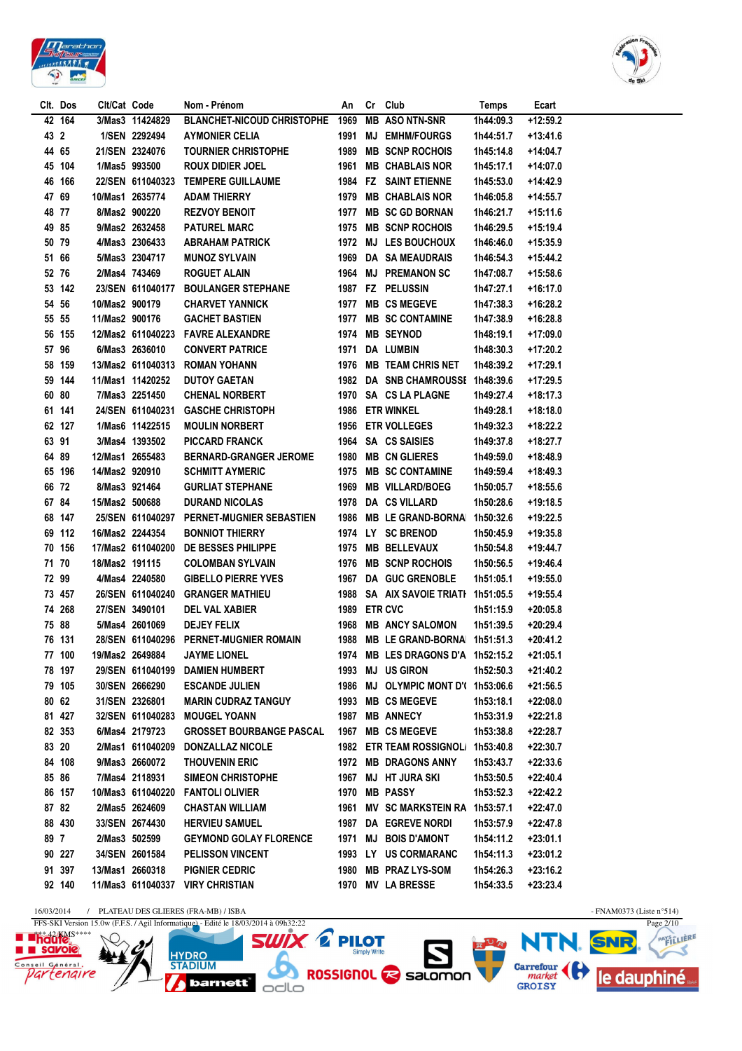| Clt. | Dos | Clt/Cat | Code | Nom - Prénom | An | Cr | Club | Temps | Ecart |
|---|---|---|---|---|---|---|---|---|---|
| 42 | 164 | 3/Mas3 | 11424829 | BLANCHET-NICOUD CHRISTOPHE | 1969 | MB | ASO NTN-SNR | 1h44:09.3 | +12:59.2 |
| 43 | 2 | 1/SEN | 2292494 | AYMONIER CELIA | 1991 | MJ | EMHM/FOURGS | 1h44:51.7 | +13:41.6 |
| 44 | 65 | 21/SEN | 2324076 | TOURNIER CHRISTOPHE | 1989 | MB | SCNP ROCHOIS | 1h45:14.8 | +14:04.7 |
| 45 | 104 | 1/Mas5 | 993500 | ROUX DIDIER JOEL | 1961 | MB | CHABLAIS NOR | 1h45:17.1 | +14:07.0 |
| 46 | 166 | 22/SEN | 611040323 | TEMPERE GUILLAUME | 1984 | FZ | SAINT ETIENNE | 1h45:53.0 | +14:42.9 |
| 47 | 69 | 10/Mas1 | 2635774 | ADAM THIERRY | 1979 | MB | CHABLAIS NOR | 1h46:05.8 | +14:55.7 |
| 48 | 77 | 8/Mas2 | 900220 | REZVOY BENOIT | 1977 | MB | SC GD BORNAN | 1h46:21.7 | +15:11.6 |
| 49 | 85 | 9/Mas2 | 2632458 | PATUREL MARC | 1975 | MB | SCNP ROCHOIS | 1h46:29.5 | +15:19.4 |
| 50 | 79 | 4/Mas3 | 2306433 | ABRAHAM PATRICK | 1972 | MJ | LES BOUCHOUX | 1h46:46.0 | +15:35.9 |
| 51 | 66 | 5/Mas3 | 2304717 | MUNOZ SYLVAIN | 1969 | DA | SA MEAUDRAIS | 1h46:54.3 | +15:44.2 |
| 52 | 76 | 2/Mas4 | 743469 | ROGUET ALAIN | 1964 | MJ | PREMANON SC | 1h47:08.7 | +15:58.6 |
| 53 | 142 | 23/SEN | 611040177 | BOULANGER STEPHANE | 1987 | FZ | PELUSSIN | 1h47:27.1 | +16:17.0 |
| 54 | 56 | 10/Mas2 | 900179 | CHARVET YANNICK | 1977 | MB | CS MEGEVE | 1h47:38.3 | +16:28.2 |
| 55 | 55 | 11/Mas2 | 900176 | GACHET BASTIEN | 1977 | MB | SC CONTAMINE | 1h47:38.9 | +16:28.8 |
| 56 | 155 | 12/Mas2 | 611040223 | FAVRE ALEXANDRE | 1974 | MB | SEYNOD | 1h48:19.1 | +17:09.0 |
| 57 | 96 | 6/Mas3 | 2636010 | CONVERT PATRICE | 1971 | DA | LUMBIN | 1h48:30.3 | +17:20.2 |
| 58 | 159 | 13/Mas2 | 611040313 | ROMAN YOHANN | 1976 | MB | TEAM CHRIS NET | 1h48:39.2 | +17:29.1 |
| 59 | 144 | 11/Mas1 | 11420252 | DUTOY GAETAN | 1982 | DA | SNB CHAMROUSSE | 1h48:39.6 | +17:29.5 |
| 60 | 80 | 7/Mas3 | 2251450 | CHENAL NORBERT | 1970 | SA | CS LA PLAGNE | 1h49:27.4 | +18:17.3 |
| 61 | 141 | 24/SEN | 611040231 | GASCHE CHRISTOPH | 1986 | ETR | WINKEL | 1h49:28.1 | +18:18.0 |
| 62 | 127 | 1/Mas6 | 11422515 | MOULIN NORBERT | 1956 | ETR | VOLLEGES | 1h49:32.3 | +18:22.2 |
| 63 | 91 | 3/Mas4 | 1393502 | PICCARD FRANCK | 1964 | SA | CS SAISIES | 1h49:37.8 | +18:27.7 |
| 64 | 89 | 12/Mas1 | 2655483 | BERNARD-GRANGER JEROME | 1980 | MB | CN GLIERES | 1h49:59.0 | +18:48.9 |
| 65 | 196 | 14/Mas2 | 920910 | SCHMITT AYMERIC | 1975 | MB | SC CONTAMINE | 1h49:59.4 | +18:49.3 |
| 66 | 72 | 8/Mas3 | 921464 | GURLIAT STEPHANE | 1969 | MB | VILLARD/BOEG | 1h50:05.7 | +18:55.6 |
| 67 | 84 | 15/Mas2 | 500688 | DURAND NICOLAS | 1978 | DA | CS VILLARD | 1h50:28.6 | +19:18.5 |
| 68 | 147 | 25/SEN | 611040297 | PERNET-MUGNIER SEBASTIEN | 1986 | MB | LE GRAND-BORNA | 1h50:32.6 | +19:22.5 |
| 69 | 112 | 16/Mas2 | 2244354 | BONNIOT THIERRY | 1974 | LY | SC BRENOD | 1h50:45.9 | +19:35.8 |
| 70 | 156 | 17/Mas2 | 611040200 | DE BESSES PHILIPPE | 1975 | MB | BELLEVAUX | 1h50:54.8 | +19:44.7 |
| 71 | 70 | 18/Mas2 | 191115 | COLOMBAN SYLVAIN | 1976 | MB | SCNP ROCHOIS | 1h50:56.5 | +19:46.4 |
| 72 | 99 | 4/Mas4 | 2240580 | GIBELLO PIERRE YVES | 1967 | DA | GUC GRENOBLE | 1h51:05.1 | +19:55.0 |
| 73 | 457 | 26/SEN | 611040240 | GRANGER MATHIEU | 1988 | SA | AIX SAVOIE TRIATH | 1h51:05.5 | +19:55.4 |
| 74 | 268 | 27/SEN | 3490101 | DEL VAL XABIER | 1989 | ETR | CVC | 1h51:15.9 | +20:05.8 |
| 75 | 88 | 5/Mas4 | 2601069 | DEJEY FELIX | 1968 | MB | ANCY SALOMON | 1h51:39.5 | +20:29.4 |
| 76 | 131 | 28/SEN | 611040296 | PERNET-MUGNIER ROMAIN | 1988 | MB | LE GRAND-BORNA | 1h51:51.3 | +20:41.2 |
| 77 | 100 | 19/Mas2 | 2649884 | JAYME LIONEL | 1974 | MB | LES DRAGONS D'A | 1h52:15.2 | +21:05.1 |
| 78 | 197 | 29/SEN | 611040199 | DAMIEN HUMBERT | 1993 | MJ | US GIRON | 1h52:50.3 | +21:40.2 |
| 79 | 105 | 30/SEN | 2666290 | ESCANDE JULIEN | 1986 | MJ | OLYMPIC MONT D'( | 1h53:06.6 | +21:56.5 |
| 80 | 62 | 31/SEN | 2326801 | MARIN CUDRAZ TANGUY | 1993 | MB | CS MEGEVE | 1h53:18.1 | +22:08.0 |
| 81 | 427 | 32/SEN | 611040283 | MOUGEL YOANN | 1987 | MB | ANNECY | 1h53:31.9 | +22:21.8 |
| 82 | 353 | 6/Mas4 | 2179723 | GROSSET BOURBANGE PASCAL | 1967 | MB | CS MEGEVE | 1h53:38.8 | +22:28.7 |
| 83 | 20 | 2/Mas1 | 611040209 | DONZALLAZ NICOLE | 1982 | ETR | TEAM ROSSIGNOL/ | 1h53:40.8 | +22:30.7 |
| 84 | 108 | 9/Mas3 | 2660072 | THOUVENIN ERIC | 1972 | MB | DRAGONS ANNY | 1h53:43.7 | +22:33.6 |
| 85 | 86 | 7/Mas4 | 2118931 | SIMEON CHRISTOPHE | 1967 | MJ | HT JURA SKI | 1h53:50.5 | +22:40.4 |
| 86 | 157 | 10/Mas3 | 611040220 | FANTOLI OLIVIER | 1970 | MB | PASSY | 1h53:52.3 | +22:42.2 |
| 87 | 82 | 2/Mas5 | 2624609 | CHASTAN WILLIAM | 1961 | MV | SC MARKSTEIN RA | 1h53:57.1 | +22:47.0 |
| 88 | 430 | 33/SEN | 2674430 | HERVIEU SAMUEL | 1987 | DA | EGREVE NORDI | 1h53:57.9 | +22:47.8 |
| 89 | 7 | 2/Mas3 | 502599 | GEYMOND GOLAY FLORENCE | 1971 | MJ | BOIS D'AMONT | 1h54:11.2 | +23:01.1 |
| 90 | 227 | 34/SEN | 2601584 | PELISSON VINCENT | 1993 | LY | US CORMARANC | 1h54:11.3 | +23:01.2 |
| 91 | 397 | 13/Mas1 | 2660318 | PIGNIER CEDRIC | 1980 | MB | PRAZ LYS-SOM | 1h54:26.3 | +23:16.2 |
| 92 | 140 | 11/Mas3 | 611040337 | VIRY CHRISTIAN | 1970 | MV | LA BRESSE | 1h54:33.5 | +23:23.4 |

16/03/2014 / PLATEAU DES GLIERES (FRA-MB) / ISBA - FNAM0373 (Liste n°514)

FFS-SKI Version 15.0w (F.F.S. / Agil Informatique) - Edité le 18/03/2014 à 09h32:22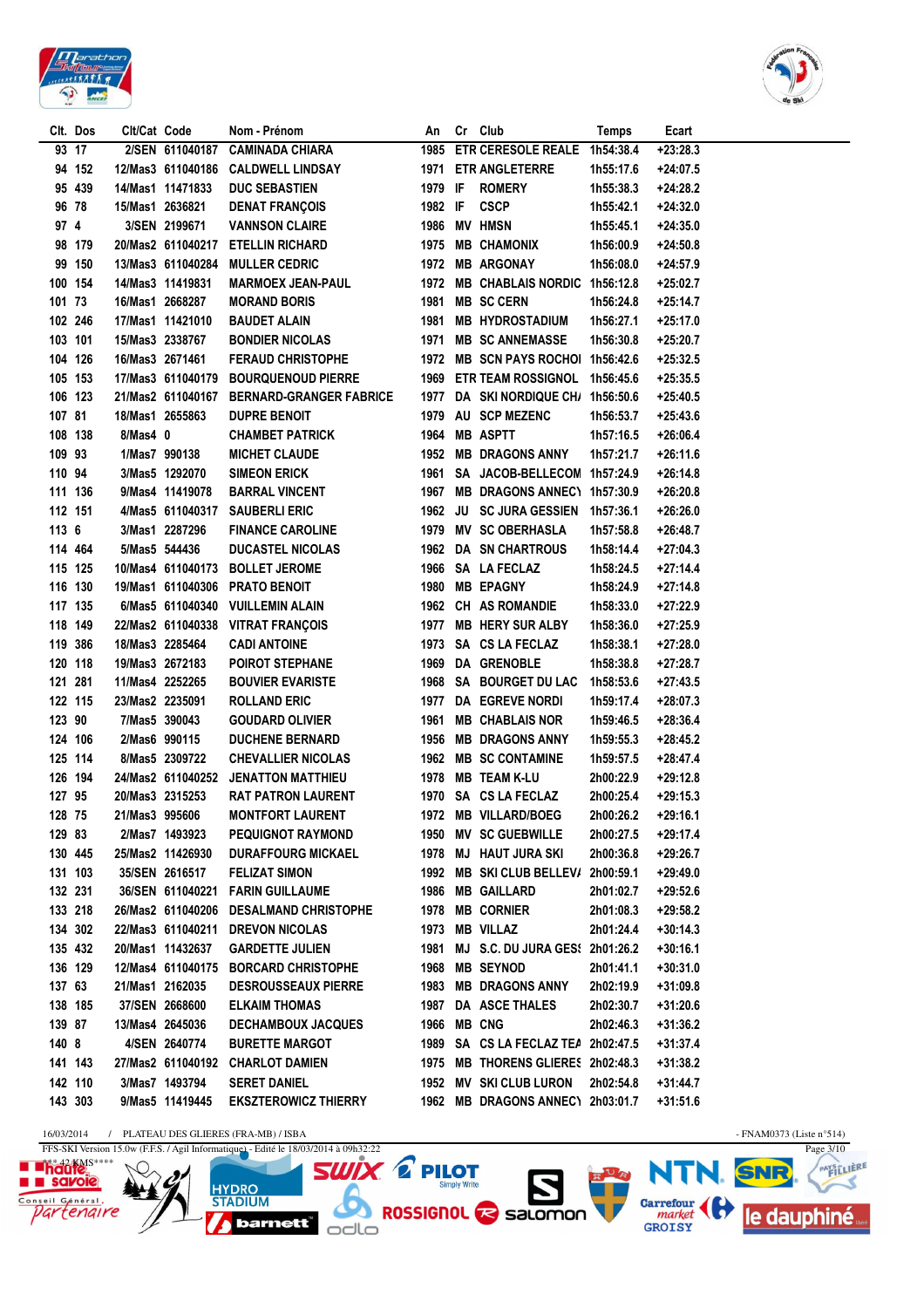| Clt. | Dos | Clt/Cat | Code | Nom - Prénom | An | Cr | Club | Temps | Ecart |
|---|---|---|---|---|---|---|---|---|---|
| 93 | 17 | 2/SEN | 611040187 | CAMINADA CHIARA | 1985 | ETR | CERESOLE REALE | 1h54:38.4 | +23:28.3 |
| 94 | 152 | 12/Mas3 | 611040186 | CALDWELL LINDSAY | 1971 | ETR | ANGLETERRE | 1h55:17.6 | +24:07.5 |
| 95 | 439 | 14/Mas1 | 11471833 | DUC SEBASTIEN | 1979 | IF | ROMERY | 1h55:38.3 | +24:28.2 |
| 96 | 78 | 15/Mas1 | 2636821 | DENAT FRANÇOIS | 1982 | IF | CSCP | 1h55:42.1 | +24:32.0 |
| 97 | 4 | 3/SEN | 2199671 | VANNSON CLAIRE | 1986 | MV | HMSN | 1h55:45.1 | +24:35.0 |
| 98 | 179 | 20/Mas2 | 611040217 | ETELLIN RICHARD | 1975 | MB | CHAMONIX | 1h56:00.9 | +24:50.8 |
| 99 | 150 | 13/Mas3 | 611040284 | MULLER CEDRIC | 1972 | MB | ARGONAY | 1h56:08.0 | +24:57.9 |
| 100 | 154 | 14/Mas3 | 11419831 | MARMOEX JEAN-PAUL | 1972 | MB | CHABLAIS NORDIC | 1h56:12.8 | +25:02.7 |
| 101 | 73 | 16/Mas1 | 2668287 | MORAND BORIS | 1981 | MB | SC CERN | 1h56:24.8 | +25:14.7 |
| 102 | 246 | 17/Mas1 | 11421010 | BAUDET ALAIN | 1981 | MB | HYDROSTADIUM | 1h56:27.1 | +25:17.0 |
| 103 | 101 | 15/Mas3 | 2338767 | BONDIER NICOLAS | 1971 | MB | SC ANNEMASSE | 1h56:30.8 | +25:20.7 |
| 104 | 126 | 16/Mas3 | 2671461 | FERAUD CHRISTOPHE | 1972 | MB | SCN PAYS ROCHOI | 1h56:42.6 | +25:32.5 |
| 105 | 153 | 17/Mas3 | 611040179 | BOURQUENOUD PIERRE | 1969 | ETR | TEAM ROSSIGNOL | 1h56:45.6 | +25:35.5 |
| 106 | 123 | 21/Mas2 | 611040167 | BERNARD-GRANGER FABRICE | 1977 | DA | SKI NORDIQUE CH/ | 1h56:50.6 | +25:40.5 |
| 107 | 81 | 18/Mas1 | 2655863 | DUPRE BENOIT | 1979 | AU | SCP MEZENC | 1h56:53.7 | +25:43.6 |
| 108 | 138 | 8/Mas4 | 0 | CHAMBET PATRICK | 1964 | MB | ASPTT | 1h57:16.5 | +26:06.4 |
| 109 | 93 | 1/Mas7 | 990138 | MICHET CLAUDE | 1952 | MB | DRAGONS ANNY | 1h57:21.7 | +26:11.6 |
| 110 | 94 | 3/Mas5 | 1292070 | SIMEON ERICK | 1961 | SA | JACOB-BELLECOM | 1h57:24.9 | +26:14.8 |
| 111 | 136 | 9/Mas4 | 11419078 | BARRAL VINCENT | 1967 | MB | DRAGONS ANNEC\ | 1h57:30.9 | +26:20.8 |
| 112 | 151 | 4/Mas5 | 611040317 | SAUBERLI ERIC | 1962 | JU | SC JURA GESSIEN | 1h57:36.1 | +26:26.0 |
| 113 | 6 | 3/Mas1 | 2287296 | FINANCE CAROLINE | 1979 | MV | SC OBERHASLA | 1h57:58.8 | +26:48.7 |
| 114 | 464 | 5/Mas5 | 544436 | DUCASTEL NICOLAS | 1962 | DA | SN CHARTROUS | 1h58:14.4 | +27:04.3 |
| 115 | 125 | 10/Mas4 | 611040173 | BOLLET JEROME | 1966 | SA | LA FECLAZ | 1h58:24.5 | +27:14.4 |
| 116 | 130 | 19/Mas1 | 611040306 | PRATO BENOIT | 1980 | MB | EPAGNY | 1h58:24.9 | +27:14.8 |
| 117 | 135 | 6/Mas5 | 611040340 | VUILLEMIN ALAIN | 1962 | CH | AS ROMANDIE | 1h58:33.0 | +27:22.9 |
| 118 | 149 | 22/Mas2 | 611040338 | VITRAT FRANÇOIS | 1977 | MB | HERY SUR ALBY | 1h58:36.0 | +27:25.9 |
| 119 | 386 | 18/Mas3 | 2285464 | CADI ANTOINE | 1973 | SA | CS LA FECLAZ | 1h58:38.1 | +27:28.0 |
| 120 | 118 | 19/Mas3 | 2672183 | POIROT STEPHANE | 1969 | DA | GRENOBLE | 1h58:38.8 | +27:28.7 |
| 121 | 281 | 11/Mas4 | 2252265 | BOUVIER EVARISTE | 1968 | SA | BOURGET DU LAC | 1h58:53.6 | +27:43.5 |
| 122 | 115 | 23/Mas2 | 2235091 | ROLLAND ERIC | 1977 | DA | EGREVE NORDI | 1h59:17.4 | +28:07.3 |
| 123 | 90 | 7/Mas5 | 390043 | GOUDARD OLIVIER | 1961 | MB | CHABLAIS NOR | 1h59:46.5 | +28:36.4 |
| 124 | 106 | 2/Mas6 | 990115 | DUCHENE BERNARD | 1956 | MB | DRAGONS ANNY | 1h59:55.3 | +28:45.2 |
| 125 | 114 | 8/Mas5 | 2309722 | CHEVALLIER NICOLAS | 1962 | MB | SC CONTAMINE | 1h59:57.5 | +28:47.4 |
| 126 | 194 | 24/Mas2 | 611040252 | JENATTON MATTHIEU | 1978 | MB | TEAM K-LU | 2h00:22.9 | +29:12.8 |
| 127 | 95 | 20/Mas3 | 2315253 | RAT PATRON LAURENT | 1970 | SA | CS LA FECLAZ | 2h00:25.4 | +29:15.3 |
| 128 | 75 | 21/Mas3 | 995606 | MONTFORT LAURENT | 1972 | MB | VILLARD/BOEG | 2h00:26.2 | +29:16.1 |
| 129 | 83 | 2/Mas7 | 1493923 | PEQUIGNOT RAYMOND | 1950 | MV | SC GUEBWILLE | 2h00:27.5 | +29:17.4 |
| 130 | 445 | 25/Mas2 | 11426930 | DURAFFOURG MICKAEL | 1978 | MJ | HAUT JURA SKI | 2h00:36.8 | +29:26.7 |
| 131 | 103 | 35/SEN | 2616517 | FELIZAT SIMON | 1992 | MB | SKI CLUB BELLEV/ | 2h00:59.1 | +29:49.0 |
| 132 | 231 | 36/SEN | 611040221 | FARIN GUILLAUME | 1986 | MB | GAILLARD | 2h01:02.7 | +29:52.6 |
| 133 | 218 | 26/Mas2 | 611040206 | DESALMAND CHRISTOPHE | 1978 | MB | CORNIER | 2h01:08.3 | +29:58.2 |
| 134 | 302 | 22/Mas3 | 611040211 | DREVON NICOLAS | 1973 | MB | VILLAZ | 2h01:24.4 | +30:14.3 |
| 135 | 432 | 20/Mas1 | 11432637 | GARDETTE JULIEN | 1981 | MJ | S.C. DU JURA GES! | 2h01:26.2 | +30:16.1 |
| 136 | 129 | 12/Mas4 | 611040175 | BORCARD CHRISTOPHE | 1968 | MB | SEYNOD | 2h01:41.1 | +30:31.0 |
| 137 | 63 | 21/Mas1 | 2162035 | DESROUSSEAUX PIERRE | 1983 | MB | DRAGONS ANNY | 2h02:19.9 | +31:09.8 |
| 138 | 185 | 37/SEN | 2668600 | ELKAIM THOMAS | 1987 | DA | ASCE THALES | 2h02:30.7 | +31:20.6 |
| 139 | 87 | 13/Mas4 | 2645036 | DECHAMBOUX JACQUES | 1966 | MB | CNG | 2h02:46.3 | +31:36.2 |
| 140 | 8 | 4/SEN | 2640774 | BURETTE MARGOT | 1989 | SA | CS LA FECLAZ TEA | 2h02:47.5 | +31:37.4 |
| 141 | 143 | 27/Mas2 | 611040192 | CHARLOT DAMIEN | 1975 | MB | THORENS GLIERES | 2h02:48.3 | +31:38.2 |
| 142 | 110 | 3/Mas7 | 1493794 | SERET DANIEL | 1952 | MV | SKI CLUB LURON | 2h02:54.8 | +31:44.7 |
| 143 | 303 | 9/Mas5 | 11419445 | EKSZTEROWICZ THIERRY | 1962 | MB | DRAGONS ANNEC\ | 2h03:01.7 | +31:51.6 |

16/03/2014 / PLATEAU DES GLIERES (FRA-MB) / ISBA - FNAM0373 (Liste n°514)

FFS-SKI Version 15.0w (F.F.S. / Agil Informatique) - Edité le 18/03/2014 à 09h32:22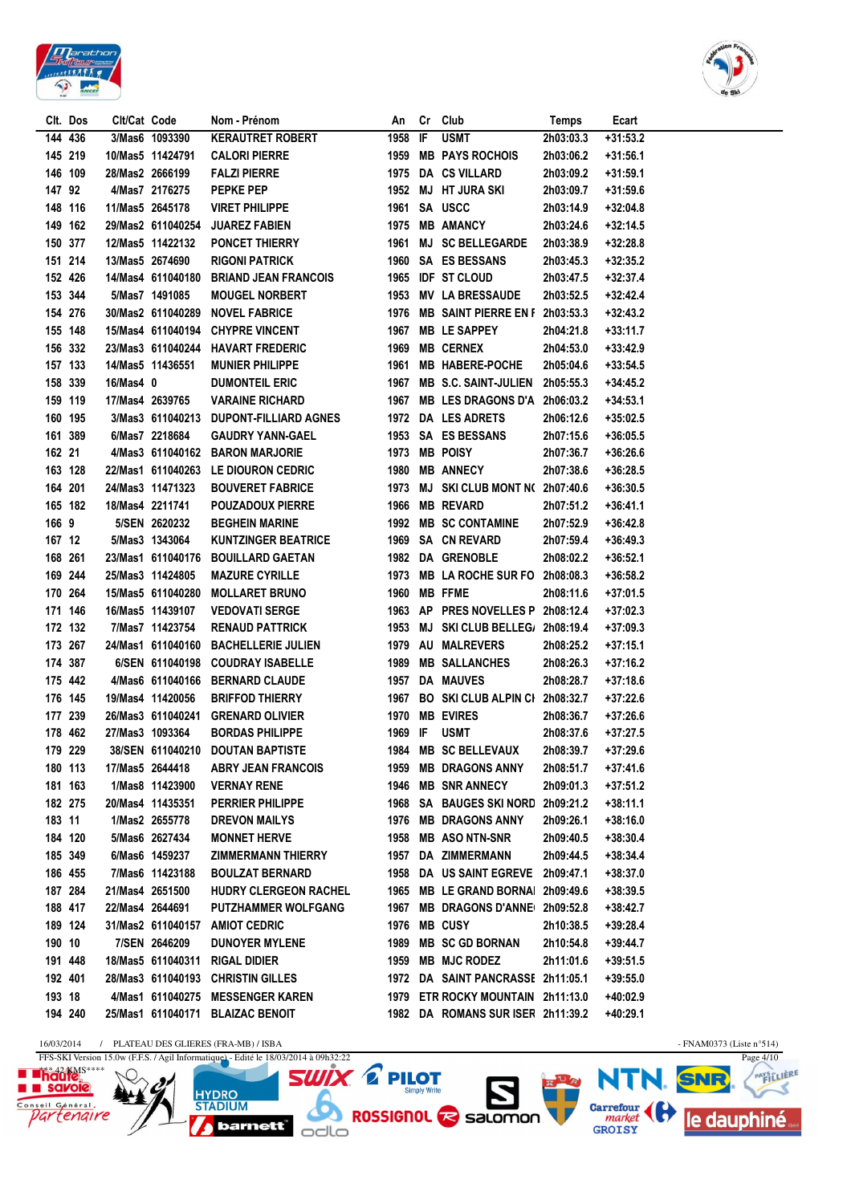| Clt. | Dos | Clt/Cat | Code | Nom - Prénom | An | Cr | Club | Temps | Ecart |
|---|---|---|---|---|---|---|---|---|---|
| 144 | 436 | 3/Mas6 | 1093390 | KERAUTRET ROBERT | 1958 | IF | USMT | 2h03:03.3 | +31:53.2 |
| 145 | 219 | 10/Mas5 | 11424791 | CALORI PIERRE | 1959 | MB | PAYS ROCHOIS | 2h03:06.2 | +31:56.1 |
| 146 | 109 | 28/Mas2 | 2666199 | FALZI PIERRE | 1975 | DA | CS VILLARD | 2h03:09.2 | +31:59.1 |
| 147 | 92 | 4/Mas7 | 2176275 | PEPKE PEP | 1952 | MJ | HT JURA SKI | 2h03:09.7 | +31:59.6 |
| 148 | 116 | 11/Mas5 | 2645178 | VIRET PHILIPPE | 1961 | SA | USCC | 2h03:14.9 | +32:04.8 |
| 149 | 162 | 29/Mas2 | 611040254 | JUAREZ FABIEN | 1975 | MB | AMANCY | 2h03:24.6 | +32:14.5 |
| 150 | 377 | 12/Mas5 | 11422132 | PONCET THIERRY | 1961 | MJ | SC BELLEGARDE | 2h03:38.9 | +32:28.8 |
| 151 | 214 | 13/Mas5 | 2674690 | RIGONI PATRICK | 1960 | SA | ES BESSANS | 2h03:45.3 | +32:35.2 |
| 152 | 426 | 14/Mas4 | 611040180 | BRIAND JEAN FRANCOIS | 1965 | IDF | ST CLOUD | 2h03:47.5 | +32:37.4 |
| 153 | 344 | 5/Mas7 | 1491085 | MOUGEL NORBERT | 1953 | MV | LA BRESSAUDE | 2h03:52.5 | +32:42.4 |
| 154 | 276 | 30/Mas2 | 611040289 | NOVEL FABRICE | 1976 | MB | SAINT PIERRE EN F | 2h03:53.3 | +32:43.2 |
| 155 | 148 | 15/Mas4 | 611040194 | CHYPRE VINCENT | 1967 | MB | LE SAPPEY | 2h04:21.8 | +33:11.7 |
| 156 | 332 | 23/Mas3 | 611040244 | HAVART FREDERIC | 1969 | MB | CERNEX | 2h04:53.0 | +33:42.9 |
| 157 | 133 | 14/Mas5 | 11436551 | MUNIER PHILIPPE | 1961 | MB | HABERE-POCHE | 2h05:04.6 | +33:54.5 |
| 158 | 339 | 16/Mas4 | 0 | DUMONTEIL ERIC | 1967 | MB | S.C. SAINT-JULIEN | 2h05:55.3 | +34:45.2 |
| 159 | 119 | 17/Mas4 | 2639765 | VARAINE RICHARD | 1967 | MB | LES DRAGONS D'A | 2h06:03.2 | +34:53.1 |
| 160 | 195 | 3/Mas3 | 611040213 | DUPONT-FILLIARD AGNES | 1972 | DA | LES ADRETS | 2h06:12.6 | +35:02.5 |
| 161 | 389 | 6/Mas7 | 2218684 | GAUDRY YANN-GAEL | 1953 | SA | ES BESSANS | 2h07:15.6 | +36:05.5 |
| 162 | 21 | 4/Mas3 | 611040162 | BARON MARJORIE | 1973 | MB | POISY | 2h07:36.7 | +36:26.6 |
| 163 | 128 | 22/Mas1 | 611040263 | LE DIOURON CEDRIC | 1980 | MB | ANNECY | 2h07:38.6 | +36:28.5 |
| 164 | 201 | 24/Mas3 | 11471323 | BOUVERET FABRICE | 1973 | MJ | SKI CLUB MONT N( | 2h07:40.6 | +36:30.5 |
| 165 | 182 | 18/Mas4 | 2211741 | POUZADOUX PIERRE | 1966 | MB | REVARD | 2h07:51.2 | +36:41.1 |
| 166 | 9 | 5/SEN | 2620232 | BEGHEIN MARINE | 1992 | MB | SC CONTAMINE | 2h07:52.9 | +36:42.8 |
| 167 | 12 | 5/Mas3 | 1343064 | KUNTZINGER BEATRICE | 1969 | SA | CN REVARD | 2h07:59.4 | +36:49.3 |
| 168 | 261 | 23/Mas1 | 611040176 | BOUILLARD GAETAN | 1982 | DA | GRENOBLE | 2h08:02.2 | +36:52.1 |
| 169 | 244 | 25/Mas3 | 11424805 | MAZURE CYRILLE | 1973 | MB | LA ROCHE SUR FO | 2h08:08.3 | +36:58.2 |
| 170 | 264 | 15/Mas5 | 611040280 | MOLLARET BRUNO | 1960 | MB | FFME | 2h08:11.6 | +37:01.5 |
| 171 | 146 | 16/Mas5 | 11439107 | VEDOVATI SERGE | 1963 | AP | PRES NOVELLES P | 2h08:12.4 | +37:02.3 |
| 172 | 132 | 7/Mas7 | 11423754 | RENAUD PATTRICK | 1953 | MJ | SKI CLUB BELLEG/ | 2h08:19.4 | +37:09.3 |
| 173 | 267 | 24/Mas1 | 611040160 | BACHELLERIE JULIEN | 1979 | AU | MALREVERS | 2h08:25.2 | +37:15.1 |
| 174 | 387 | 6/SEN | 611040198 | COUDRAY ISABELLE | 1989 | MB | SALLANCHES | 2h08:26.3 | +37:16.2 |
| 175 | 442 | 4/Mas6 | 611040166 | BERNARD CLAUDE | 1957 | DA | MAUVES | 2h08:28.7 | +37:18.6 |
| 176 | 145 | 19/Mas4 | 11420056 | BRIFFOD THIERRY | 1967 | BO | SKI CLUB ALPIN CI | 2h08:32.7 | +37:22.6 |
| 177 | 239 | 26/Mas3 | 611040241 | GRENARD OLIVIER | 1970 | MB | EVIRES | 2h08:36.7 | +37:26.6 |
| 178 | 462 | 27/Mas3 | 1093364 | BORDAS PHILIPPE | 1969 | IF | USMT | 2h08:37.6 | +37:27.5 |
| 179 | 229 | 38/SEN | 611040210 | DOUTAN BAPTISTE | 1984 | MB | SC BELLEVAUX | 2h08:39.7 | +37:29.6 |
| 180 | 113 | 17/Mas5 | 2644418 | ABRY JEAN FRANCOIS | 1959 | MB | DRAGONS ANNY | 2h08:51.7 | +37:41.6 |
| 181 | 163 | 1/Mas8 | 11423900 | VERNAY RENE | 1946 | MB | SNR ANNECY | 2h09:01.3 | +37:51.2 |
| 182 | 275 | 20/Mas4 | 11435351 | PERRIER PHILIPPE | 1968 | SA | BAUGES SKI NORD | 2h09:21.2 | +38:11.1 |
| 183 | 11 | 1/Mas2 | 2655778 | DREVON MAILYS | 1976 | MB | DRAGONS ANNY | 2h09:26.1 | +38:16.0 |
| 184 | 120 | 5/Mas6 | 2627434 | MONNET HERVE | 1958 | MB | ASO NTN-SNR | 2h09:40.5 | +38:30.4 |
| 185 | 349 | 6/Mas6 | 1459237 | ZIMMERMANN THIERRY | 1957 | DA | ZIMMERMANN | 2h09:44.5 | +38:34.4 |
| 186 | 455 | 7/Mas6 | 11423188 | BOULZAT BERNARD | 1958 | DA | US SAINT EGREVE | 2h09:47.1 | +38:37.0 |
| 187 | 284 | 21/Mas4 | 2651500 | HUDRY CLERGEON RACHEL | 1965 | MB | LE GRAND BORNAI | 2h09:49.6 | +38:39.5 |
| 188 | 417 | 22/Mas4 | 2644691 | PUTZHAMMER WOLFGANG | 1967 | MB | DRAGONS D'ANNE( | 2h09:52.8 | +38:42.7 |
| 189 | 124 | 31/Mas2 | 611040157 | AMIOT CEDRIC | 1976 | MB | CUSY | 2h10:38.5 | +39:28.4 |
| 190 | 10 | 7/SEN | 2646209 | DUNOYER MYLENE | 1989 | MB | SC GD BORNAN | 2h10:54.8 | +39:44.7 |
| 191 | 448 | 18/Mas5 | 611040311 | RIGAL DIDIER | 1959 | MB | MJC RODEZ | 2h11:01.6 | +39:51.5 |
| 192 | 401 | 28/Mas3 | 611040193 | CHRISTIN GILLES | 1972 | DA | SAINT PANCRASSE | 2h11:05.1 | +39:55.0 |
| 193 | 18 | 4/Mas1 | 611040275 | MESSENGER KAREN | 1979 | ETR | ROCKY MOUNTAIN | 2h11:13.0 | +40:02.9 |
| 194 | 240 | 25/Mas1 | 611040171 | BLAIZAC BENOIT | 1982 | DA | ROMANS SUR ISER | 2h11:39.2 | +40:29.1 |

16/03/2014 / PLATEAU DES GLIERES (FRA-MB) / ISBA - FNAM0373 (Liste n°514)

FFS-SKI Version 15.0w (F.F.S. / Agil Informatique) - Edité le 18/03/2014 à 09h32:22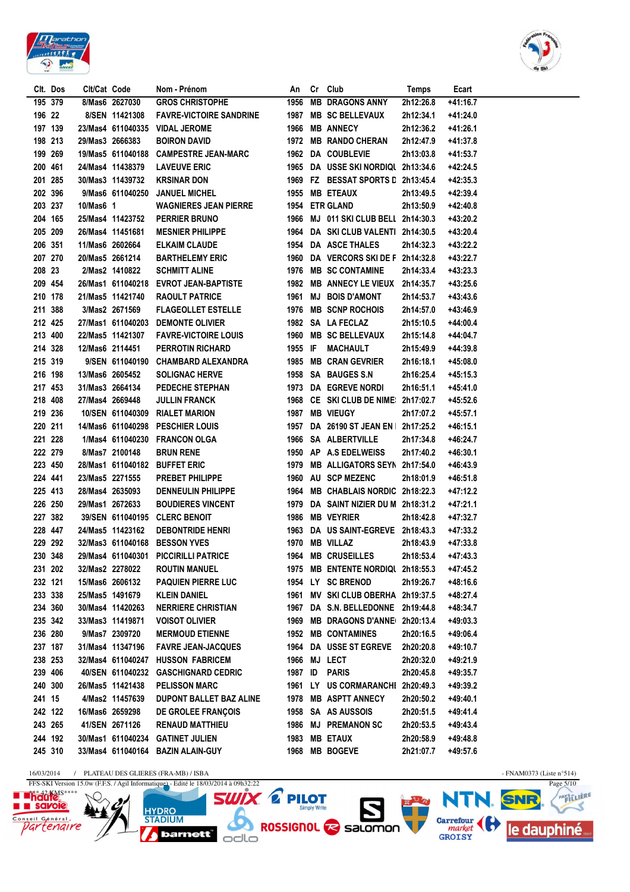| Clt. | Dos | Clt/Cat | Code | Nom - Prénom | An | Cr | Club | Temps | Ecart |
|---|---|---|---|---|---|---|---|---|---|
| 195 | 379 | 8/Mas6 | 2627030 | GROS CHRISTOPHE | 1956 | MB | DRAGONS ANNY | 2h12:26.8 | +41:16.7 |
| 196 | 22 | 8/SEN | 11421308 | FAVRE-VICTOIRE SANDRINE | 1987 | MB | SC BELLEVAUX | 2h12:34.1 | +41:24.0 |
| 197 | 139 | 23/Mas4 | 611040335 | VIDAL JEROME | 1966 | MB | ANNECY | 2h12:36.2 | +41:26.1 |
| 198 | 213 | 29/Mas3 | 2666383 | BOIRON DAVID | 1972 | MB | RANDO CHERAN | 2h12:47.9 | +41:37.8 |
| 199 | 269 | 19/Mas5 | 611040188 | CAMPESTRE JEAN-MARC | 1962 | DA | COUBLEVIE | 2h13:03.8 | +41:53.7 |
| 200 | 461 | 24/Mas4 | 11438379 | LAVEUVE ERIC | 1965 | DA | USSE SKI NORDIQU | 2h13:34.6 | +42:24.5 |
| 201 | 285 | 30/Mas3 | 11439732 | KRSINAR DON | 1969 | FZ | BESSAT SPORTS D | 2h13:45.4 | +42:35.3 |
| 202 | 396 | 9/Mas6 | 611040250 | JANUEL MICHEL | 1955 | MB | ETEAUX | 2h13:49.5 | +42:39.4 |
| 203 | 237 | 10/Mas6 | 1 | WAGNIERES JEAN PIERRE | 1954 | ETR | GLAND | 2h13:50.9 | +42:40.8 |
| 204 | 165 | 25/Mas4 | 11423752 | PERRIER BRUNO | 1966 | MJ | 011 SKI CLUB BELL | 2h14:30.3 | +43:20.2 |
| 205 | 209 | 26/Mas4 | 11451681 | MESNIER PHILIPPE | 1964 | DA | SKI CLUB VALENTI | 2h14:30.5 | +43:20.4 |
| 206 | 351 | 11/Mas6 | 2602664 | ELKAIM CLAUDE | 1954 | DA | ASCE THALES | 2h14:32.3 | +43:22.2 |
| 207 | 270 | 20/Mas5 | 2661214 | BARTHELEMY ERIC | 1960 | DA | VERCORS SKI DE F | 2h14:32.8 | +43:22.7 |
| 208 | 23 | 2/Mas2 | 1410822 | SCHMITT ALINE | 1976 | MB | SC CONTAMINE | 2h14:33.4 | +43:23.3 |
| 209 | 454 | 26/Mas1 | 611040218 | EVROT JEAN-BAPTISTE | 1982 | MB | ANNECY LE VIEUX | 2h14:35.7 | +43:25.6 |
| 210 | 178 | 21/Mas5 | 11421740 | RAOULT PATRICE | 1961 | MJ | BOIS D'AMONT | 2h14:53.7 | +43:43.6 |
| 211 | 388 | 3/Mas2 | 2671569 | FLAGEOLLET ESTELLE | 1976 | MB | SCNP ROCHOIS | 2h14:57.0 | +43:46.9 |
| 212 | 425 | 27/Mas1 | 611040203 | DEMONTE OLIVIER | 1982 | SA | LA FECLAZ | 2h15:10.5 | +44:00.4 |
| 213 | 400 | 22/Mas5 | 11421307 | FAVRE-VICTOIRE LOUIS | 1960 | MB | SC BELLEVAUX | 2h15:14.8 | +44:04.7 |
| 214 | 328 | 12/Mas6 | 2114451 | PERROTIN RICHARD | 1955 | IF | MACHAULT | 2h15:49.9 | +44:39.8 |
| 215 | 319 | 9/SEN | 611040190 | CHAMBARD ALEXANDRA | 1985 | MB | CRAN GEVRIER | 2h16:18.1 | +45:08.0 |
| 216 | 198 | 13/Mas6 | 2605452 | SOLIGNAC HERVE | 1958 | SA | BAUGES S.N | 2h16:25.4 | +45:15.3 |
| 217 | 453 | 31/Mas3 | 2664134 | PEDECHE STEPHAN | 1973 | DA | EGREVE NORDI | 2h16:51.1 | +45:41.0 |
| 218 | 408 | 27/Mas4 | 2669448 | JULLIN FRANCK | 1968 | CE | SKI CLUB DE NIME | 2h17:02.7 | +45:52.6 |
| 219 | 236 | 10/SEN | 611040309 | RIALET MARION | 1987 | MB | VIEUGY | 2h17:07.2 | +45:57.1 |
| 220 | 211 | 14/Mas6 | 611040298 | PESCHIER LOUIS | 1957 | DA | 26190 ST JEAN EN | 2h17:25.2 | +46:15.1 |
| 221 | 228 | 1/Mas4 | 611040230 | FRANCON OLGA | 1966 | SA | ALBERTVILLE | 2h17:34.8 | +46:24.7 |
| 222 | 279 | 8/Mas7 | 2100148 | BRUN RENE | 1950 | AP | A.S EDELWEISS | 2h17:40.2 | +46:30.1 |
| 223 | 450 | 28/Mas1 | 611040182 | BUFFET ERIC | 1979 | MB | ALLIGATORS SEYN | 2h17:54.0 | +46:43.9 |
| 224 | 441 | 23/Mas5 | 2271555 | PREBET PHILIPPE | 1960 | AU | SCP MEZENC | 2h18:01.9 | +46:51.8 |
| 225 | 413 | 28/Mas4 | 2635093 | DENNEULIN PHILIPPE | 1964 | MB | CHABLAIS NORDIC | 2h18:22.3 | +47:12.2 |
| 226 | 250 | 29/Mas1 | 2672633 | BOUDIERES VINCENT | 1979 | DA | SAINT NIZIER DU M | 2h18:31.2 | +47:21.1 |
| 227 | 382 | 39/SEN | 611040195 | CLERC BENOIT | 1986 | MB | VEYRIER | 2h18:42.8 | +47:32.7 |
| 228 | 447 | 24/Mas5 | 11423162 | DEBONTRIDE HENRI | 1963 | DA | US SAINT-EGREVE | 2h18:43.3 | +47:33.2 |
| 229 | 292 | 32/Mas3 | 611040168 | BESSON YVES | 1970 | MB | VILLAZ | 2h18:43.9 | +47:33.8 |
| 230 | 348 | 29/Mas4 | 611040301 | PICCIRILLI PATRICE | 1964 | MB | CRUSEILLES | 2h18:53.4 | +47:43.3 |
| 231 | 202 | 32/Mas2 | 2278022 | ROUTIN MANUEL | 1975 | MB | ENTENTE NORDIQU | 2h18:55.3 | +47:45.2 |
| 232 | 121 | 15/Mas6 | 2606132 | PAQUIEN PIERRE LUC | 1954 | LY | SC BRENOD | 2h19:26.7 | +48:16.6 |
| 233 | 338 | 25/Mas5 | 1491679 | KLEIN DANIEL | 1961 | MV | SKI CLUB OBERHA | 2h19:37.5 | +48:27.4 |
| 234 | 360 | 30/Mas4 | 11420263 | NERRIERE CHRISTIAN | 1967 | DA | S.N. BELLEDONNE | 2h19:44.8 | +48:34.7 |
| 235 | 342 | 33/Mas3 | 11419871 | VOISOT OLIVIER | 1969 | MB | DRAGONS D'ANNE | 2h20:13.4 | +49:03.3 |
| 236 | 280 | 9/Mas7 | 2309720 | MERMOUD ETIENNE | 1952 | MB | CONTAMINES | 2h20:16.5 | +49:06.4 |
| 237 | 187 | 31/Mas4 | 11347196 | FAVRE JEAN-JACQUES | 1964 | DA | USSE ST EGREVE | 2h20:20.8 | +49:10.7 |
| 238 | 253 | 32/Mas4 | 611040247 | HUSSON FABRICEM | 1966 | MJ | LECT | 2h20:32.0 | +49:21.9 |
| 239 | 406 | 40/SEN | 611040232 | GASCHIGNARD CEDRIC | 1987 | ID | PARIS | 2h20:45.8 | +49:35.7 |
| 240 | 300 | 26/Mas5 | 11421438 | PELISSON MARC | 1961 | LY | US CORMARANCHI | 2h20:49.3 | +49:39.2 |
| 241 | 15 | 4/Mas2 | 11457639 | DUPONT BALLET BAZ ALINE | 1978 | MB | ASPTT ANNECY | 2h20:50.2 | +49:40.1 |
| 242 | 122 | 16/Mas6 | 2659298 | DE GROLEE FRANÇOIS | 1958 | SA | AS AUSSOIS | 2h20:51.5 | +49:41.4 |
| 243 | 265 | 41/SEN | 2671126 | RENAUD MATTHIEU | 1986 | MJ | PREMANON SC | 2h20:53.5 | +49:43.4 |
| 244 | 192 | 30/Mas1 | 611040234 | GATINET JULIEN | 1983 | MB | ETAUX | 2h20:58.9 | +49:48.8 |
| 245 | 310 | 33/Mas4 | 611040164 | BAZIN ALAIN-GUY | 1968 | MB | BOGEVE | 2h21:07.7 | +49:57.6 |

16/03/2014 / PLATEAU DES GLIERES (FRA-MB) / ISBA - FNAM0373 (Liste n°514)

FFS-SKI Version 15.0w (F.F.S. / Agil Informatique) - Edité le 18/03/2014 à 09h32:22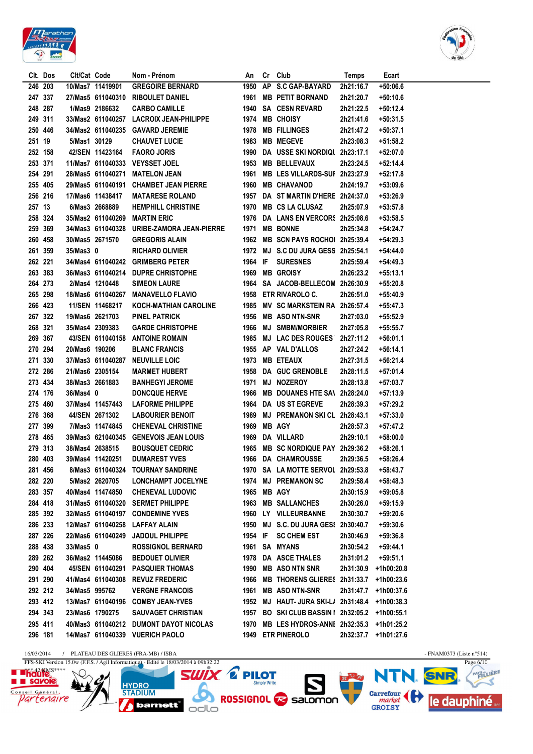| Clt. | Dos | Clt/Cat | Code | Nom - Prénom | An | Cr | Club | Temps | Ecart |
|---|---|---|---|---|---|---|---|---|---|
| 246 | 203 | 10/Mas7 | 11419901 | GREGOIRE BERNARD | 1950 | AP | S.C GAP-BAYARD | 2h21:16.7 | +50:06.6 |
| 247 | 337 | 27/Mas5 | 611040310 | RIBOULET DANIEL | 1961 | MB | PETIT BORNAND | 2h21:20.7 | +50:10.6 |
| 248 | 287 | 1/Mas9 | 2186632 | CARBO CAMILLE | 1940 | SA | CESN REVARD | 2h21:22.5 | +50:12.4 |
| 249 | 311 | 33/Mas2 | 611040257 | LACROIX JEAN-PHILIPPE | 1974 | MB | CHOISY | 2h21:41.6 | +50:31.5 |
| 250 | 446 | 34/Mas2 | 611040235 | GAVARD JEREMIE | 1978 | MB | FILLINGES | 2h21:47.2 | +50:37.1 |
| 251 | 19 | 5/Mas1 | 30129 | CHAUVET LUCIE | 1983 | MB | MEGEVE | 2h23:08.3 | +51:58.2 |
| 252 | 158 | 42/SEN | 11423164 | FAORO JORIS | 1990 | DA | USSE SKI NORDIQU | 2h23:17.1 | +52:07.0 |
| 253 | 371 | 11/Mas7 | 611040333 | VEYSSET JOEL | 1953 | MB | BELLEVAUX | 2h23:24.5 | +52:14.4 |
| 254 | 291 | 28/Mas5 | 611040271 | MATELON JEAN | 1961 | MB | LES VILLARDS-SUF | 2h23:27.9 | +52:17.8 |
| 255 | 405 | 29/Mas5 | 611040191 | CHAMBET JEAN PIERRE | 1960 | MB | CHAVANOD | 2h24:19.7 | +53:09.6 |
| 256 | 216 | 17/Mas6 | 11438417 | MATARESE ROLAND | 1957 | DA | ST MARTIN D'HERE | 2h24:37.0 | +53:26.9 |
| 257 | 13 | 6/Mas3 | 2668889 | HEMPHILL CHRISTINE | 1970 | MB | CS LA CLUSAZ | 2h25:07.9 | +53:57.8 |
| 258 | 324 | 35/Mas2 | 611040269 | MARTIN ERIC | 1976 | DA | LANS EN VERCORS | 2h25:08.6 | +53:58.5 |
| 259 | 369 | 34/Mas3 | 611040328 | URIBE-ZAMORA JEAN-PIERRE | 1971 | MB | BONNE | 2h25:34.8 | +54:24.7 |
| 260 | 458 | 30/Mas5 | 2671570 | GREGORIS ALAIN | 1962 | MB | SCN PAYS ROCHOI | 2h25:39.4 | +54:29.3 |
| 261 | 359 | 35/Mas3 | 0 | RICHARD OLIVIER | 1972 | MJ | S.C DU JURA GESS | 2h25:54.1 | +54:44.0 |
| 262 | 221 | 34/Mas4 | 611040242 | GRIMBERG PETER | 1964 | IF | SURESNES | 2h25:59.4 | +54:49.3 |
| 263 | 383 | 36/Mas3 | 611040214 | DUPRE CHRISTOPHE | 1969 | MB | GROISY | 2h26:23.2 | +55:13.1 |
| 264 | 273 | 2/Mas4 | 1210448 | SIMEON LAURE | 1964 | SA | JACOB-BELLECOM | 2h26:30.9 | +55:20.8 |
| 265 | 298 | 18/Mas6 | 611040267 | MANAVELLO FLAVIO | 1958 | ETR | RIVAROLO C. | 2h26:51.0 | +55:40.9 |
| 266 | 423 | 11/SEN | 11468217 | KOCH-MATHIAN CAROLINE | 1985 | MV | SC MARKSTEIN RA | 2h26:57.4 | +55:47.3 |
| 267 | 322 | 19/Mas6 | 2621703 | PINEL PATRICK | 1956 | MB | ASO NTN-SNR | 2h27:03.0 | +55:52.9 |
| 268 | 321 | 35/Mas4 | 2309383 | GARDE CHRISTOPHE | 1966 | MJ | SMBM/MORBIER | 2h27:05.8 | +55:55.7 |
| 269 | 367 | 43/SEN | 611040158 | ANTOINE ROMAIN | 1985 | MJ | LAC DES ROUGES | 2h27:11.2 | +56:01.1 |
| 270 | 294 | 20/Mas6 | 190206 | BLANC FRANCIS | 1955 | AP | VAL D'ALLOS | 2h27:24.2 | +56:14.1 |
| 271 | 330 | 37/Mas3 | 611040287 | NEUVILLE LOIC | 1973 | MB | ETEAUX | 2h27:31.5 | +56:21.4 |
| 272 | 286 | 21/Mas6 | 2305154 | MARMET HUBERT | 1958 | DA | GUC GRENOBLE | 2h28:11.5 | +57:01.4 |
| 273 | 434 | 38/Mas3 | 2661883 | BANHEGYI JEROME | 1971 | MJ | NOZEROY | 2h28:13.8 | +57:03.7 |
| 274 | 176 | 36/Mas4 | 0 | DONCQUE HERVE | 1966 | MB | DOUANES HTE SAV | 2h28:24.0 | +57:13.9 |
| 275 | 460 | 37/Mas4 | 11457443 | LAFORME PHILIPPE | 1964 | DA | US ST EGREVE | 2h28:39.3 | +57:29.2 |
| 276 | 368 | 44/SEN | 2671302 | LABOURIER BENOIT | 1989 | MJ | PREMANON SKI CL | 2h28:43.1 | +57:33.0 |
| 277 | 399 | 7/Mas3 | 11474845 | CHENEVAL CHRISTINE | 1969 | MB | AGY | 2h28:57.3 | +57:47.2 |
| 278 | 465 | 39/Mas3 | 621040345 | GENEVOIS JEAN LOUIS | 1969 | DA | VILLARD | 2h29:10.1 | +58:00.0 |
| 279 | 313 | 38/Mas4 | 2638515 | BOUSQUET CEDRIC | 1965 | MB | SC NORDIQUE PAY | 2h29:36.2 | +58:26.1 |
| 280 | 403 | 39/Mas4 | 11420251 | DUMAREST YVES | 1966 | DA | CHAMROUSSE | 2h29:36.5 | +58:26.4 |
| 281 | 456 | 8/Mas3 | 611040324 | TOURNAY SANDRINE | 1970 | SA | LA MOTTE SERVOL | 2h29:53.8 | +58:43.7 |
| 282 | 220 | 5/Mas2 | 2620705 | LONCHAMPT JOCELYNE | 1974 | MJ | PREMANON SC | 2h29:58.4 | +58:48.3 |
| 283 | 357 | 40/Mas4 | 11474850 | CHENEVAL LUDOVIC | 1965 | MB | AGY | 2h30:15.9 | +59:05.8 |
| 284 | 418 | 31/Mas5 | 611040320 | SERMET PHILIPPE | 1963 | MB | SALLANCHES | 2h30:26.0 | +59:15.9 |
| 285 | 392 | 32/Mas5 | 611040197 | CONDEMINE YVES | 1960 | LY | VILLEURBANNE | 2h30:30.7 | +59:20.6 |
| 286 | 233 | 12/Mas7 | 611040258 | LAFFAY ALAIN | 1950 | MJ | S.C. DU JURA GES | 2h30:40.7 | +59:30.6 |
| 287 | 226 | 22/Mas6 | 611040249 | JADOUL PHILIPPE | 1954 | IF | SC CHEM EST | 2h30:46.9 | +59:36.8 |
| 288 | 438 | 33/Mas5 | 0 | ROSSIGNOL BERNARD | 1961 | SA | MYANS | 2h30:54.2 | +59:44.1 |
| 289 | 262 | 36/Mas2 | 11445086 | BEDOUET OLIVIER | 1978 | DA | ASCE THALES | 2h31:01.2 | +59:51.1 |
| 290 | 404 | 45/SEN | 611040291 | PASQUIER THOMAS | 1990 | MB | ASO NTN SNR | 2h31:30.9 | +1h00:20.8 |
| 291 | 290 | 41/Mas4 | 611040308 | REVUZ FREDERIC | 1966 | MB | THORENS GLIERES | 2h31:33.7 | +1h00:23.6 |
| 292 | 212 | 34/Mas5 | 995762 | VERGNE FRANCOIS | 1961 | MB | ASO NTN-SNR | 2h31:47.7 | +1h00:37.6 |
| 293 | 412 | 13/Mas7 | 611040196 | COMBY JEAN-YVES | 1952 | MJ | HAUT- JURA SKI-L | 2h31:48.4 | +1h00:38.3 |
| 294 | 343 | 23/Mas6 | 1790275 | SAUVAGET CHRISTIAN | 1957 | BO | SKI CLUB BASSIN I | 2h32:05.2 | +1h00:55.1 |
| 295 | 411 | 40/Mas3 | 611040212 | DUMONT DAYOT NICOLAS | 1970 | MB | LES HYDROS-ANNE | 2h32:35.3 | +1h01:25.2 |
| 296 | 181 | 14/Mas7 | 611040339 | VUERICH PAOLO | 1949 | ETR | PINEROLO | 2h32:37.7 | +1h01:27.6 |

16/03/2014 / PLATEAU DES GLIERES (FRA-MB) / ISBA - FNAM0373 (Liste n°514)

FFS-SKI Version 15.0w (F.F.S. / Agil Informatique) - Edité le 18/03/2014 à 09h32:22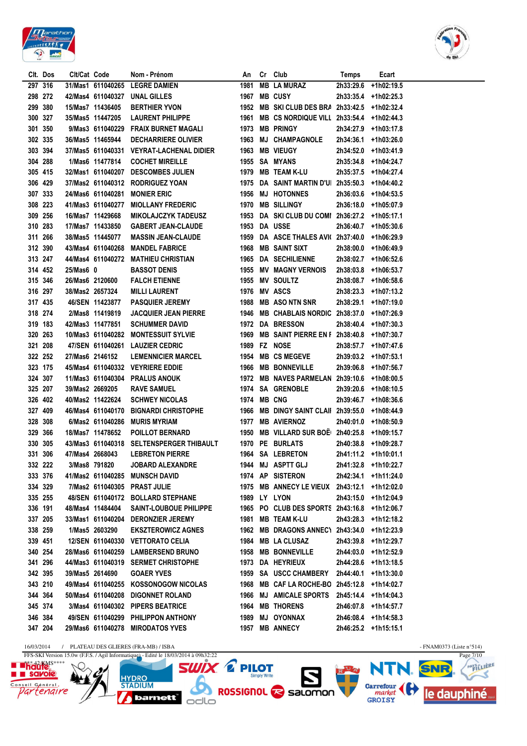| Clt. | Dos | Clt/Cat | Code | Nom - Prénom | An | Cr | Club | Temps | Ecart |
|---|---|---|---|---|---|---|---|---|---|
| 297 | 316 | 31/Mas1 | 611040265 | LEGRE DAMIEN | 1981 | MB | LA MURAZ | 2h33:29.6 | +1h02:19.5 |
| 298 | 272 | 42/Mas4 | 611040327 | UNAL GILLES | 1967 | MB | CUSY | 2h33:35.4 | +1h02:25.3 |
| 299 | 380 | 15/Mas7 | 11436405 | BERTHIER YVON | 1952 | MB | SKI CLUB DES BRA | 2h33:42.5 | +1h02:32.4 |
| 300 | 327 | 35/Mas5 | 11447205 | LAURENT PHILIPPE | 1961 | MB | CS NORDIQUE VILL | 2h33:54.4 | +1h02:44.3 |
| 301 | 350 | 9/Mas3 | 611040229 | FRAIX BURNET MAGALI | 1973 | MB | PRINGY | 2h34:27.9 | +1h03:17.8 |
| 302 | 335 | 36/Mas5 | 11465944 | DECHARRIERE OLIVIER | 1963 | MJ | CHAMPAGNOLE | 2h34:36.1 | +1h03:26.0 |
| 303 | 394 | 37/Mas5 | 611040331 | VEYRAT-LACHENAL DIDIER | 1963 | MB | VIEUGY | 2h34:52.0 | +1h03:41.9 |
| 304 | 288 | 1/Mas6 | 11477814 | COCHET MIREILLE | 1955 | SA | MYANS | 2h35:34.8 | +1h04:24.7 |
| 305 | 415 | 32/Mas1 | 611040207 | DESCOMBES JULIEN | 1979 | MB | TEAM K-LU | 2h35:37.5 | +1h04:27.4 |
| 306 | 429 | 37/Mas2 | 611040312 | RODRIGUEZ YOAN | 1975 | DA | SAINT MARTIN D'UI | 2h35:50.3 | +1h04:40.2 |
| 307 | 333 | 24/Mas6 | 611040281 | MONIER ERIC | 1956 | MJ | HOTONNES | 2h36:03.6 | +1h04:53.5 |
| 308 | 223 | 41/Mas3 | 611040277 | MIOLLANY FREDERIC | 1970 | MB | SILLINGY | 2h36:18.0 | +1h05:07.9 |
| 309 | 256 | 16/Mas7 | 11429668 | MIKOLAJCZYK TADEUSZ | 1953 | DA | SKI CLUB DU COMI | 2h36:27.2 | +1h05:17.1 |
| 310 | 283 | 17/Mas7 | 11433850 | GABERT JEAN-CLAUDE | 1953 | DA | USSE | 2h36:40.7 | +1h05:30.6 |
| 311 | 266 | 38/Mas5 | 11445077 | MASSIN JEAN-CLAUDE | 1959 | DA | ASCE THALES AVI( | 2h37:40.0 | +1h06:29.9 |
| 312 | 390 | 43/Mas4 | 611040268 | MANDEL FABRICE | 1968 | MB | SAINT SIXT | 2h38:00.0 | +1h06:49.9 |
| 313 | 247 | 44/Mas4 | 611040272 | MATHIEU CHRISTIAN | 1965 | DA | SECHILIENNE | 2h38:02.7 | +1h06:52.6 |
| 314 | 452 | 25/Mas6 | 0 | BASSOT DENIS | 1955 | MV | MAGNY VERNOIS | 2h38:03.8 | +1h06:53.7 |
| 315 | 346 | 26/Mas6 | 2120600 | FALCH ETIENNE | 1955 | MV | SOULTZ | 2h38:08.7 | +1h06:58.6 |
| 316 | 297 | 38/Mas2 | 2657324 | MILLI LAURENT | 1976 | MV | ASCS | 2h38:23.3 | +1h07:13.2 |
| 317 | 435 | 46/SEN | 11423877 | PASQUIER JEREMY | 1988 | MB | ASO NTN SNR | 2h38:29.1 | +1h07:19.0 |
| 318 | 274 | 2/Mas8 | 11419819 | JACQUIER JEAN PIERRE | 1946 | MB | CHABLAIS NORDIC | 2h38:37.0 | +1h07:26.9 |
| 319 | 183 | 42/Mas3 | 11477851 | SCHUMMER DAVID | 1972 | DA | BRESSON | 2h38:40.4 | +1h07:30.3 |
| 320 | 263 | 10/Mas3 | 611040282 | MONTESSUIT SYLVIE | 1969 | MB | SAINT PIERRE EN F | 2h38:40.8 | +1h07:30.7 |
| 321 | 208 | 47/SEN | 611040261 | LAUZIER CEDRIC | 1989 | FZ | NOSE | 2h38:57.7 | +1h07:47.6 |
| 322 | 252 | 27/Mas6 | 2146152 | LEMENNICIER MARCEL | 1954 | MB | CS MEGEVE | 2h39:03.2 | +1h07:53.1 |
| 323 | 175 | 45/Mas4 | 611040332 | VEYRIERE EDDIE | 1966 | MB | BONNEVILLE | 2h39:06.8 | +1h07:56.7 |
| 324 | 307 | 11/Mas3 | 611040304 | PRALUS ANOUK | 1972 | MB | NAVES PARMELAN | 2h39:10.6 | +1h08:00.5 |
| 325 | 207 | 39/Mas2 | 2669205 | RAVE SAMUEL | 1974 | SA | GRENOBLE | 2h39:20.6 | +1h08:10.5 |
| 326 | 402 | 40/Mas2 | 11422624 | SCHWEY NICOLAS | 1974 | MB | CNG | 2h39:46.7 | +1h08:36.6 |
| 327 | 409 | 46/Mas4 | 611040170 | BIGNARDI CHRISTOPHE | 1966 | MB | DINGY SAINT CLAII | 2h39:55.0 | +1h08:44.9 |
| 328 | 308 | 6/Mas2 | 611040286 | MURIS MYRIAM | 1977 | MB | AVIERNOZ | 2h40:01.0 | +1h08:50.9 |
| 329 | 366 | 18/Mas7 | 11478652 | POILLOT BERNARD | 1950 | MB | VILLARD SUR BOË | 2h40:25.8 | +1h09:15.7 |
| 330 | 305 | 43/Mas3 | 611040318 | SELTENSPERGER THIBAULT | 1970 | PE | BURLATS | 2h40:38.8 | +1h09:28.7 |
| 331 | 306 | 47/Mas4 | 2668043 | LEBRETON PIERRE | 1964 | SA | LEBRETON | 2h41:11.2 | +1h10:01.1 |
| 332 | 222 | 3/Mas8 | 791820 | JOBARD ALEXANDRE | 1944 | MJ | ASPTT GLJ | 2h41:32.8 | +1h10:22.7 |
| 333 | 376 | 41/Mas2 | 611040285 | MUNSCH DAVID | 1974 | AP | SISTERON | 2h42:34.1 | +1h11:24.0 |
| 334 | 329 | 7/Mas2 | 611040305 | PRAST JULIE | 1975 | MB | ANNECY LE VIEUX | 2h43:12.1 | +1h12:02.0 |
| 335 | 255 | 48/SEN | 611040172 | BOLLARD STEPHANE | 1989 | LY | LYON | 2h43:15.0 | +1h12:04.9 |
| 336 | 191 | 48/Mas4 | 11484404 | SAINT-LOUBOUE PHILIPPE | 1965 | PO | CLUB DES SPORTS | 2h43:16.8 | +1h12:06.7 |
| 337 | 205 | 33/Mas1 | 611040204 | DERONZIER JEREMY | 1981 | MB | TEAM K-LU | 2h43:28.3 | +1h12:18.2 |
| 338 | 259 | 1/Mas5 | 2603290 | EKSZTEROWICZ AGNES | 1962 | MB | DRAGONS ANNEC\ | 2h43:34.0 | +1h12:23.9 |
| 339 | 451 | 12/SEN | 611040330 | VETTORATO CELIA | 1984 | MB | LA CLUSAZ | 2h43:39.8 | +1h12:29.7 |
| 340 | 254 | 28/Mas6 | 611040259 | LAMBERSEND BRUNO | 1958 | MB | BONNEVILLE | 2h44:03.0 | +1h12:52.9 |
| 341 | 296 | 44/Mas3 | 611040319 | SERMET CHRISTOPHE | 1973 | DA | HEYRIEUX | 2h44:28.6 | +1h13:18.5 |
| 342 | 395 | 39/Mas5 | 2614690 | GOAER YVES | 1959 | SA | USCC CHAMBERY | 2h44:40.1 | +1h13:30.0 |
| 343 | 210 | 49/Mas4 | 611040255 | KOSSONOGOW NICOLAS | 1968 | MB | CAF LA ROCHE-BO | 2h45:12.8 | +1h14:02.7 |
| 344 | 364 | 50/Mas4 | 611040208 | DIGONNET ROLAND | 1966 | MJ | AMICALE SPORTS | 2h45:14.4 | +1h14:04.3 |
| 345 | 374 | 3/Mas4 | 611040302 | PIPERS BEATRICE | 1964 | MB | THORENS | 2h46:07.8 | +1h14:57.7 |
| 346 | 384 | 49/SEN | 611040299 | PHILIPPON ANTHONY | 1989 | MJ | OYONNAX | 2h46:08.4 | +1h14:58.3 |
| 347 | 204 | 29/Mas6 | 611040278 | MIRODATOS YVES | 1957 | MB | ANNECY | 2h46:25.2 | +1h15:15.1 |

16/03/2014 / PLATEAU DES GLIERES (FRA-MB) / ISBA - FNAM0373 (Liste n°514)

FFS-SKI Version 15.0w (F.F.S. / Agil Informatique) - Edité le 18/03/2014 à 09h32:22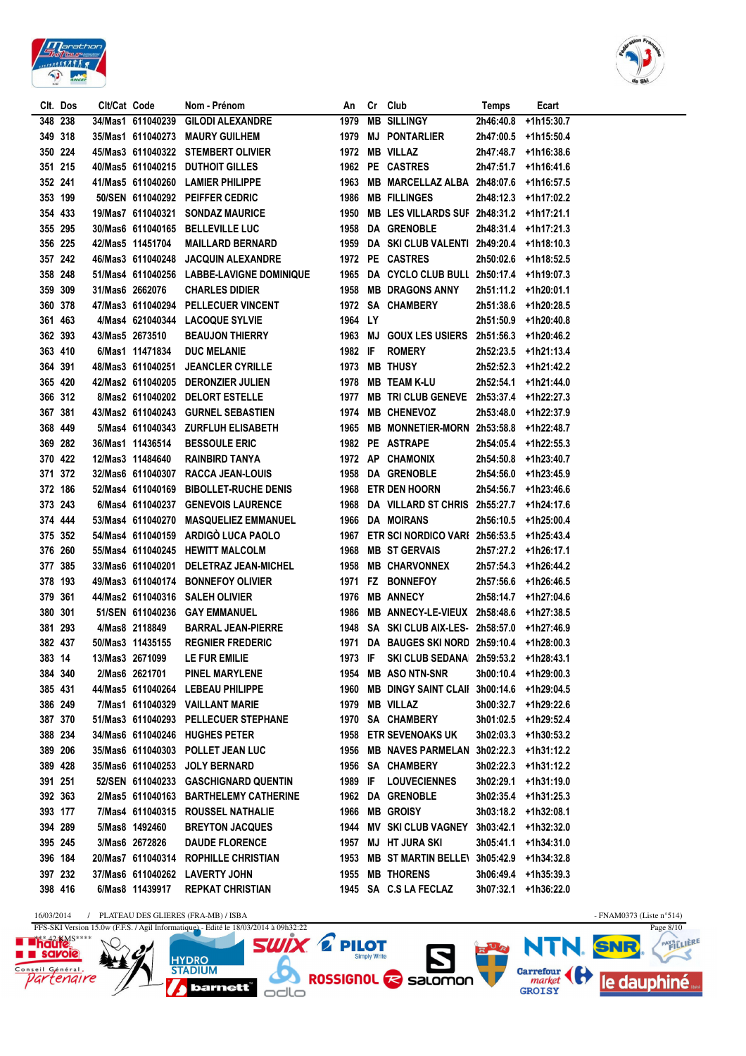| Clt. | Dos | Clt/Cat | Code | Nom - Prénom | An | Cr | Club | Temps | Ecart |
|---|---|---|---|---|---|---|---|---|---|
| 348 | 238 | 34/Mas1 | 611040239 | GILODI ALEXANDRE | 1979 | MB | SILLINGY | 2h46:40.8 | +1h15:30.7 |
| 349 | 318 | 35/Mas1 | 611040273 | MAURY GUILHEM | 1979 | MJ | PONTARLIER | 2h47:00.5 | +1h15:50.4 |
| 350 | 224 | 45/Mas3 | 611040322 | STEMBERT OLIVIER | 1972 | MB | VILLAZ | 2h47:48.7 | +1h16:38.6 |
| 351 | 215 | 40/Mas5 | 611040215 | DUTHOIT GILLES | 1962 | PE | CASTRES | 2h47:51.7 | +1h16:41.6 |
| 352 | 241 | 41/Mas5 | 611040260 | LAMIER PHILIPPE | 1963 | MB | MARCELLAZ ALBA | 2h48:07.6 | +1h16:57.5 |
| 353 | 199 | 50/SEN | 611040292 | PEIFFER CEDRIC | 1986 | MB | FILLINGES | 2h48:12.3 | +1h17:02.2 |
| 354 | 433 | 19/Mas7 | 611040321 | SONDAZ MAURICE | 1950 | MB | LES VILLARDS SUF | 2h48:31.2 | +1h17:21.1 |
| 355 | 295 | 30/Mas6 | 611040165 | BELLEVILLE LUC | 1958 | DA | GRENOBLE | 2h48:31.4 | +1h17:21.3 |
| 356 | 225 | 42/Mas5 | 11451704 | MAILLARD BERNARD | 1959 | DA | SKI CLUB VALENTI | 2h49:20.4 | +1h18:10.3 |
| 357 | 242 | 46/Mas3 | 611040248 | JACQUIN ALEXANDRE | 1972 | PE | CASTRES | 2h50:02.6 | +1h18:52.5 |
| 358 | 248 | 51/Mas4 | 611040256 | LABBE-LAVIGNE DOMINIQUE | 1965 | DA | CYCLO CLUB BULL | 2h50:17.4 | +1h19:07.3 |
| 359 | 309 | 31/Mas6 | 2662076 | CHARLES DIDIER | 1958 | MB | DRAGONS ANNY | 2h51:11.2 | +1h20:01.1 |
| 360 | 378 | 47/Mas3 | 611040294 | PELLECUER VINCENT | 1972 | SA | CHAMBERY | 2h51:38.6 | +1h20:28.5 |
| 361 | 463 | 4/Mas4 | 621040344 | LACOQUE SYLVIE | 1964 | LY | | 2h51:50.9 | +1h20:40.8 |
| 362 | 393 | 43/Mas5 | 2673510 | BEAUJON THIERRY | 1963 | MJ | GOUX LES USIERS | 2h51:56.3 | +1h20:46.2 |
| 363 | 410 | 6/Mas1 | 11471834 | DUC MELANIE | 1982 | IF | ROMERY | 2h52:23.5 | +1h21:13.4 |
| 364 | 391 | 48/Mas3 | 611040251 | JEANCLER CYRILLE | 1973 | MB | THUSY | 2h52:52.3 | +1h21:42.2 |
| 365 | 420 | 42/Mas2 | 611040205 | DERONZIER JULIEN | 1978 | MB | TEAM K-LU | 2h52:54.1 | +1h21:44.0 |
| 366 | 312 | 8/Mas2 | 611040202 | DELORT ESTELLE | 1977 | MB | TRI CLUB GENEVE | 2h53:37.4 | +1h22:27.3 |
| 367 | 381 | 43/Mas2 | 611040243 | GURNEL SEBASTIEN | 1974 | MB | CHENEVOZ | 2h53:48.0 | +1h22:37.9 |
| 368 | 449 | 5/Mas4 | 611040343 | ZURFLUH ELISABETH | 1965 | MB | MONNETIER-MORN | 2h53:58.8 | +1h22:48.7 |
| 369 | 282 | 36/Mas1 | 11436514 | BESSOULE ERIC | 1982 | PE | ASTRAPE | 2h54:05.4 | +1h22:55.3 |
| 370 | 422 | 12/Mas3 | 11484640 | RAINBIRD TANYA | 1972 | AP | CHAMONIX | 2h54:50.8 | +1h23:40.7 |
| 371 | 372 | 32/Mas6 | 611040307 | RACCA JEAN-LOUIS | 1958 | DA | GRENOBLE | 2h54:56.0 | +1h23:45.9 |
| 372 | 186 | 52/Mas4 | 611040169 | BIBOLLET-RUCHE DENIS | 1968 | ETR | DEN HOORN | 2h54:56.7 | +1h23:46.6 |
| 373 | 243 | 6/Mas4 | 611040237 | GENEVOIS LAURENCE | 1968 | DA | VILLARD ST CHRIS | 2h55:27.7 | +1h24:17.6 |
| 374 | 444 | 53/Mas4 | 611040270 | MASQUELIEZ EMMANUEL | 1966 | DA | MOIRANS | 2h56:10.5 | +1h25:00.4 |
| 375 | 352 | 54/Mas4 | 611040159 | ARDIGÒ LUCA PAOLO | 1967 | ETR | SCI NORDICO VARI | 2h56:53.5 | +1h25:43.4 |
| 376 | 260 | 55/Mas4 | 611040245 | HEWITT MALCOLM | 1968 | MB | ST GERVAIS | 2h57:27.2 | +1h26:17.1 |
| 377 | 385 | 33/Mas6 | 611040201 | DELETRAZ JEAN-MICHEL | 1958 | MB | CHARVONNEX | 2h57:54.3 | +1h26:44.2 |
| 378 | 193 | 49/Mas3 | 611040174 | BONNEFOY OLIVIER | 1971 | FZ | BONNEFOY | 2h57:56.6 | +1h26:46.5 |
| 379 | 361 | 44/Mas2 | 611040316 | SALEH OLIVIER | 1976 | MB | ANNECY | 2h58:14.7 | +1h27:04.6 |
| 380 | 301 | 51/SEN | 611040236 | GAY EMMANUEL | 1986 | MB | ANNECY-LE-VIEUX | 2h58:48.6 | +1h27:38.5 |
| 381 | 293 | 4/Mas8 | 2118849 | BARRAL JEAN-PIERRE | 1948 | SA | SKI CLUB AIX-LES- | 2h58:57.0 | +1h27:46.9 |
| 382 | 437 | 50/Mas3 | 11435155 | REGNIER FREDERIC | 1971 | DA | BAUGES SKI NORD | 2h59:10.4 | +1h28:00.3 |
| 383 | 14 | 13/Mas3 | 2671099 | LE FUR EMILIE | 1973 | IF | SKI CLUB SEDANA | 2h59:53.2 | +1h28:43.1 |
| 384 | 340 | 2/Mas6 | 2621701 | PINEL MARYLENE | 1954 | MB | ASO NTN-SNR | 3h00:10.4 | +1h29:00.3 |
| 385 | 431 | 44/Mas5 | 611040264 | LEBEAU PHILIPPE | 1960 | MB | DINGY SAINT CLAI | 3h00:14.6 | +1h29:04.5 |
| 386 | 249 | 7/Mas1 | 611040329 | VAILLANT MARIE | 1979 | MB | VILLAZ | 3h00:32.7 | +1h29:22.6 |
| 387 | 370 | 51/Mas3 | 611040293 | PELLECUER STEPHANE | 1970 | SA | CHAMBERY | 3h01:02.5 | +1h29:52.4 |
| 388 | 234 | 34/Mas6 | 611040246 | HUGHES PETER | 1958 | ETR | SEVENOAKS UK | 3h02:03.3 | +1h30:53.2 |
| 389 | 206 | 35/Mas6 | 611040303 | POLLET JEAN LUC | 1956 | MB | NAVES PARMELAN | 3h02:22.3 | +1h31:12.2 |
| 389 | 428 | 35/Mas6 | 611040253 | JOLY BERNARD | 1956 | SA | CHAMBERY | 3h02:22.3 | +1h31:12.2 |
| 391 | 251 | 52/SEN | 611040233 | GASCHIGNARD QUENTIN | 1989 | IF | LOUVECIENNES | 3h02:29.1 | +1h31:19.0 |
| 392 | 363 | 2/Mas5 | 611040163 | BARTHELEMY CATHERINE | 1962 | DA | GRENOBLE | 3h02:35.4 | +1h31:25.3 |
| 393 | 177 | 7/Mas4 | 611040315 | ROUSSEL NATHALIE | 1966 | MB | GROISY | 3h03:18.2 | +1h32:08.1 |
| 394 | 289 | 5/Mas8 | 1492460 | BREYTON JACQUES | 1944 | MV | SKI CLUB VAGNEY | 3h03:42.1 | +1h32:32.0 |
| 395 | 245 | 3/Mas6 | 2672826 | DAUDE FLORENCE | 1957 | MJ | HT JURA SKI | 3h05:41.1 | +1h34:31.0 |
| 396 | 184 | 20/Mas7 | 611040314 | ROPHILLE CHRISTIAN | 1953 | MB | ST MARTIN BELLE\ | 3h05:42.9 | +1h34:32.8 |
| 397 | 232 | 37/Mas6 | 611040262 | LAVERTY JOHN | 1955 | MB | THORENS | 3h06:49.4 | +1h35:39.3 |
| 398 | 416 | 6/Mas8 | 11439917 | REPKAT CHRISTIAN | 1945 | SA | C.S LA FECLAZ | 3h07:32.1 | +1h36:22.0 |

16/03/2014 / PLATEAU DES GLIERES (FRA-MB) / ISBA - FNAM0373 (Liste n°514)

FFS-SKI Version 15.0w (F.F.S. / Agil Informatique) - Edité le 18/03/2014 à 09h32:22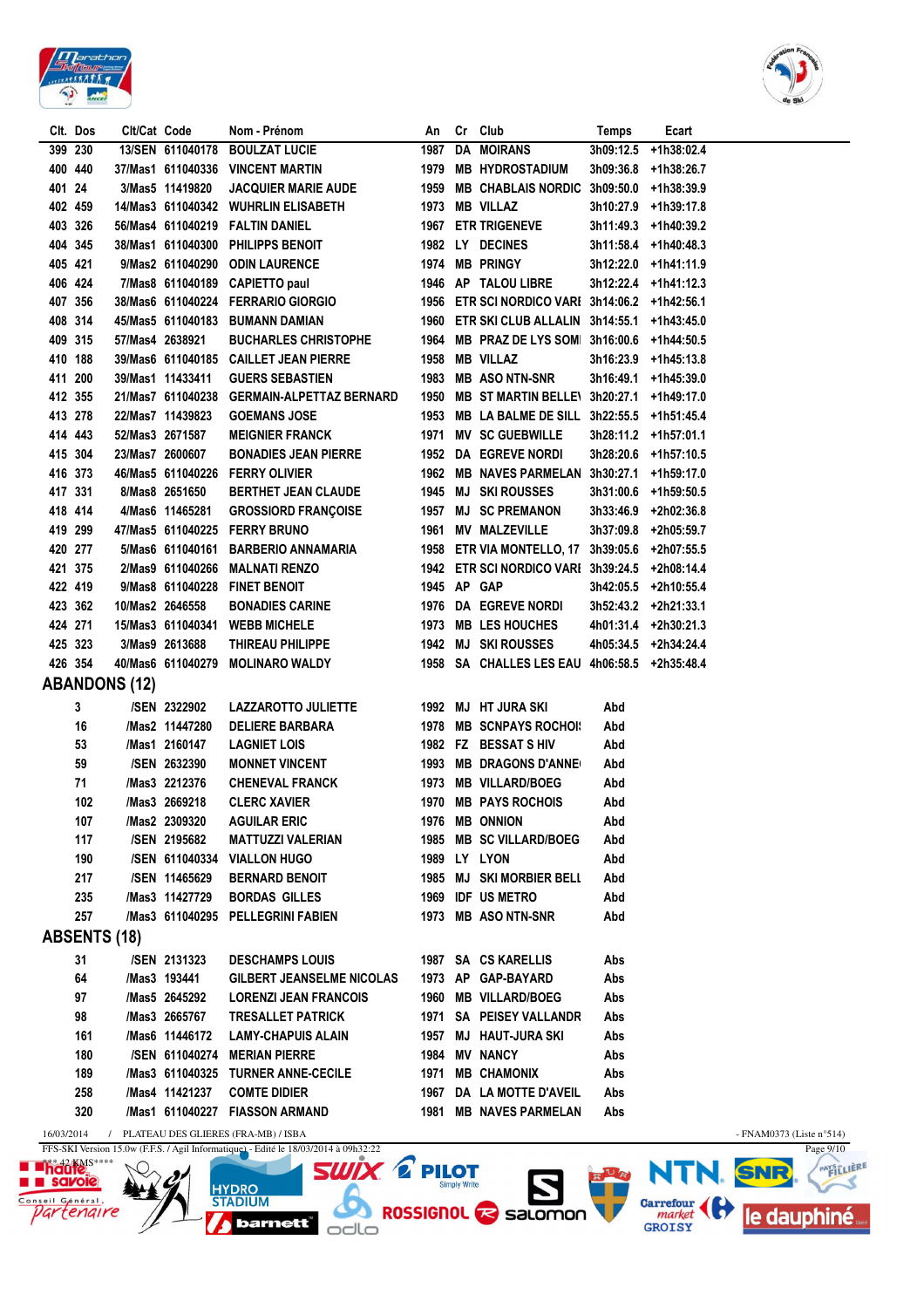| Clt. | Dos | Clt/Cat | Code | Nom - Prénom | An | Cr | Club | Temps | Ecart |
|---|---|---|---|---|---|---|---|---|---|
| 399 | 230 | 13/SEN | 611040178 | BOULZAT LUCIE | 1987 | DA | MOIRANS | 3h09:12.5 | +1h38:02.4 |
| 400 | 440 | 37/Mas1 | 611040336 | VINCENT MARTIN | 1979 | MB | HYDROSTADIUM | 3h09:36.8 | +1h38:26.7 |
| 401 | 24 | 3/Mas5 | 11419820 | JACQUIER MARIE AUDE | 1959 | MB | CHABLAIS NORDIC | 3h09:50.0 | +1h38:39.9 |
| 402 | 459 | 14/Mas3 | 611040342 | WUHRLIN ELISABETH | 1973 | MB | VILLAZ | 3h10:27.9 | +1h39:17.8 |
| 403 | 326 | 56/Mas4 | 611040219 | FALTIN DANIEL | 1967 | ETR | TRIGENEVE | 3h11:49.3 | +1h40:39.2 |
| 404 | 345 | 38/Mas1 | 611040300 | PHILIPPS BENOIT | 1982 | LY | DECINES | 3h11:58.4 | +1h40:48.3 |
| 405 | 421 | 9/Mas2 | 611040290 | ODIN LAURENCE | 1974 | MB | PRINGY | 3h12:22.0 | +1h41:11.9 |
| 406 | 424 | 7/Mas8 | 611040189 | CAPIETTO paul | 1946 | AP | TALOU LIBRE | 3h12:22.4 | +1h41:12.3 |
| 407 | 356 | 38/Mas6 | 611040224 | FERRARIO GIORGIO | 1956 | ETR | SCI NORDICO VARI | 3h14:06.2 | +1h42:56.1 |
| 408 | 314 | 45/Mas5 | 611040183 | BUMANN DAMIAN | 1960 | ETR | SKI CLUB ALLALIN | 3h14:55.1 | +1h43:45.0 |
| 409 | 315 | 57/Mas4 | 2638921 | BUCHARLES CHRISTOPHE | 1964 | MB | PRAZ DE LYS SOMI | 3h16:00.6 | +1h44:50.5 |
| 410 | 188 | 39/Mas6 | 611040185 | CAILLET JEAN PIERRE | 1958 | MB | VILLAZ | 3h16:23.9 | +1h45:13.8 |
| 411 | 200 | 39/Mas1 | 11433411 | GUERS SEBASTIEN | 1983 | MB | ASO NTN-SNR | 3h16:49.1 | +1h45:39.0 |
| 412 | 355 | 21/Mas7 | 611040238 | GERMAIN-ALPETTAZ BERNARD | 1950 | MB | ST MARTIN BELLE\ | 3h20:27.1 | +1h49:17.0 |
| 413 | 278 | 22/Mas7 | 11439823 | GOEMANS JOSE | 1953 | MB | LA BALME DE SILL | 3h22:55.5 | +1h51:45.4 |
| 414 | 443 | 52/Mas3 | 2671587 | MEIGNIER FRANCK | 1971 | MV | SC GUEBWILLE | 3h28:11.2 | +1h57:01.1 |
| 415 | 304 | 23/Mas7 | 2600607 | BONADIES JEAN PIERRE | 1952 | DA | EGREVE NORDI | 3h28:20.6 | +1h57:10.5 |
| 416 | 373 | 46/Mas5 | 611040226 | FERRY OLIVIER | 1962 | MB | NAVES PARMELAN | 3h30:27.1 | +1h59:17.0 |
| 417 | 331 | 8/Mas8 | 2651650 | BERTHET JEAN CLAUDE | 1945 | MJ | SKI ROUSSES | 3h31:00.6 | +1h59:50.5 |
| 418 | 414 | 4/Mas6 | 11465281 | GROSSIORD FRANÇOISE | 1957 | MJ | SC PREMANON | 3h33:46.9 | +2h02:36.8 |
| 419 | 299 | 47/Mas5 | 611040225 | FERRY BRUNO | 1961 | MV | MALZEVILLE | 3h37:09.8 | +2h05:59.7 |
| 420 | 277 | 5/Mas6 | 611040161 | BARBERIO ANNAMARIA | 1958 | ETR | VIA MONTELLO, 17 | 3h39:05.6 | +2h07:55.5 |
| 421 | 375 | 2/Mas9 | 611040266 | MALNATI RENZO | 1942 | ETR | SCI NORDICO VARI | 3h39:24.5 | +2h08:14.4 |
| 422 | 419 | 9/Mas8 | 611040228 | FINET BENOIT | 1945 | AP | GAP | 3h42:05.5 | +2h10:55.4 |
| 423 | 362 | 10/Mas2 | 2646558 | BONADIES CARINE | 1976 | DA | EGREVE NORDI | 3h52:43.2 | +2h21:33.1 |
| 424 | 271 | 15/Mas3 | 611040341 | WEBB MICHELE | 1973 | MB | LES HOUCHES | 4h01:31.4 | +2h30:21.3 |
| 425 | 323 | 3/Mas9 | 2613688 | THIREAU PHILIPPE | 1942 | MJ | SKI ROUSSES | 4h05:34.5 | +2h34:24.4 |
| 426 | 354 | 40/Mas6 | 611040279 | MOLINARO WALDY | 1958 | SA | CHALLES LES EAU | 4h06:58.5 | +2h35:48.4 |

## ABANDONS (12)

| Dos | Clt/Cat | Code | Nom - Prénom | An | Cr | Club | Temps |
|---|---|---|---|---|---|---|---|
| 3 | /SEN | 2322902 | LAZZAROTTO JULIETTE | 1992 | MJ | HT JURA SKI | Abd |
| 16 | /Mas2 | 11447280 | DELIERE BARBARA | 1978 | MB | SCNPAYS ROCHOI: | Abd |
| 53 | /Mas1 | 2160147 | LAGNIET LOIS | 1982 | FZ | BESSAT S HIV | Abd |
| 59 | /SEN | 2632390 | MONNET VINCENT | 1993 | MB | DRAGONS D'ANNE | Abd |
| 71 | /Mas3 | 2212376 | CHENEVAL FRANCK | 1973 | MB | VILLARD/BOEG | Abd |
| 102 | /Mas3 | 2669218 | CLERC XAVIER | 1970 | MB | PAYS ROCHOIS | Abd |
| 107 | /Mas2 | 2309320 | AGUILAR ERIC | 1976 | MB | ONNION | Abd |
| 117 | /SEN | 2195682 | MATTUZZI VALERIAN | 1985 | MB | SC VILLARD/BOEG | Abd |
| 190 | /SEN | 611040334 | VIALLON HUGO | 1989 | LY | LYON | Abd |
| 217 | /SEN | 11465629 | BERNARD BENOIT | 1985 | MJ | SKI MORBIER BELL | Abd |
| 235 | /Mas3 | 11427729 | BORDAS GILLES | 1969 | IDF | US METRO | Abd |
| 257 | /Mas3 | 611040295 | PELLEGRINI FABIEN | 1973 | MB | ASO NTN-SNR | Abd |

## ABSENTS (18)

| Dos | Clt/Cat | Code | Nom - Prénom | An | Cr | Club | Temps |
|---|---|---|---|---|---|---|---|
| 31 | /SEN | 2131323 | DESCHAMPS LOUIS | 1987 | SA | CS KARELLIS | Abs |
| 64 | /Mas3 | 193441 | GILBERT JEANSELME NICOLAS | 1973 | AP | GAP-BAYARD | Abs |
| 97 | /Mas5 | 2645292 | LORENZI JEAN FRANCOIS | 1960 | MB | VILLARD/BOEG | Abs |
| 98 | /Mas3 | 2665767 | TRESALLET PATRICK | 1971 | SA | PEISEY VALLANDR | Abs |
| 161 | /Mas6 | 11446172 | LAMY-CHAPUIS ALAIN | 1957 | MJ | HAUT-JURA SKI | Abs |
| 180 | /SEN | 611040274 | MERIAN PIERRE | 1984 | MV | NANCY | Abs |
| 189 | /Mas3 | 611040325 | TURNER ANNE-CECILE | 1971 | MB | CHAMONIX | Abs |
| 258 | /Mas4 | 11421237 | COMTE DIDIER | 1967 | DA | LA MOTTE D'AVEIL | Abs |
| 320 | /Mas1 | 611040227 | FIASSON ARMAND | 1981 | MB | NAVES PARMELAN | Abs |

16/03/2014 / PLATEAU DES GLIERES (FRA-MB) / ISBA - FNAM0373 (Liste n°514)

FFS-SKI Version 15.0w (F.F.S. / Agil Informatique) - Edité le 18/03/2014 à 09h32:22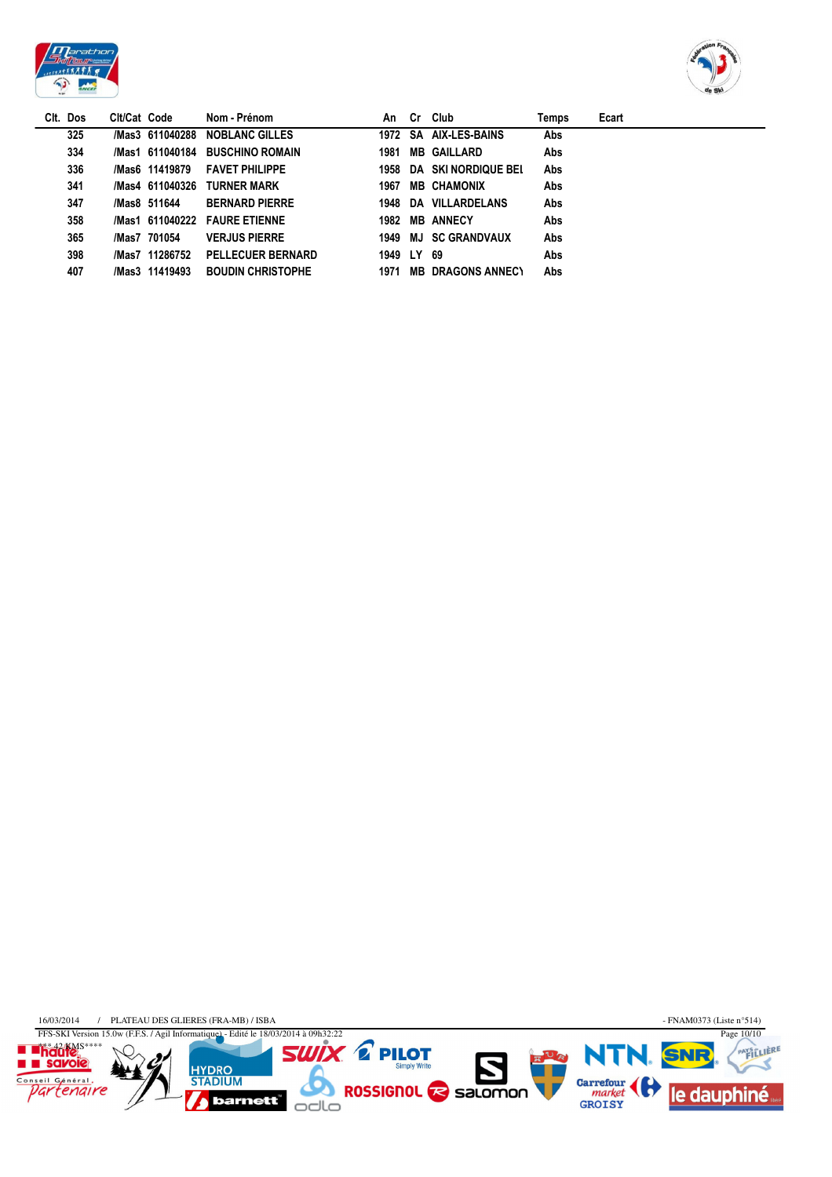| Clt. | Dos | Clt/Cat | Code | Nom - Prénom | An | Cr | Club | Temps | Ecart |
|---|---|---|---|---|---|---|---|---|---|
| | 325 | /Mas3 | 611040288 | NOBLANC GILLES | 1972 | SA | AIX-LES-BAINS | Abs | |
| | 334 | /Mas1 | 611040184 | BUSCHINO ROMAIN | 1981 | MB | GAILLARD | Abs | |
| | 336 | /Mas6 | 11419879 | FAVET PHILIPPE | 1958 | DA | SKI NORDIQUE BEL | Abs | |
| | 341 | /Mas4 | 611040326 | TURNER MARK | 1967 | MB | CHAMONIX | Abs | |
| | 347 | /Mas8 | 511644 | BERNARD PIERRE | 1948 | DA | VILLARDELANS | Abs | |
| | 358 | /Mas1 | 611040222 | FAURE ETIENNE | 1982 | MB | ANNECY | Abs | |
| | 365 | /Mas7 | 701054 | VERJUS PIERRE | 1949 | MJ | SC GRANDVAUX | Abs | |
| | 398 | /Mas7 | 11286752 | PELLECUER BERNARD | 1949 | LY | 69 | Abs | |
| | 407 | /Mas3 | 11419493 | BOUDIN CHRISTOPHE | 1971 | MB | DRAGONS ANNECY | Abs | |

16/03/2014 / PLATEAU DES GLIERES (FRA-MB) / ISBA - FNAM0373 (Liste n°514)

FFS-SKI Version 15.0w (F.F.S. / Agil Informatique) - Edité le 18/03/2014 à 09h32:22

**** 42 KMS****